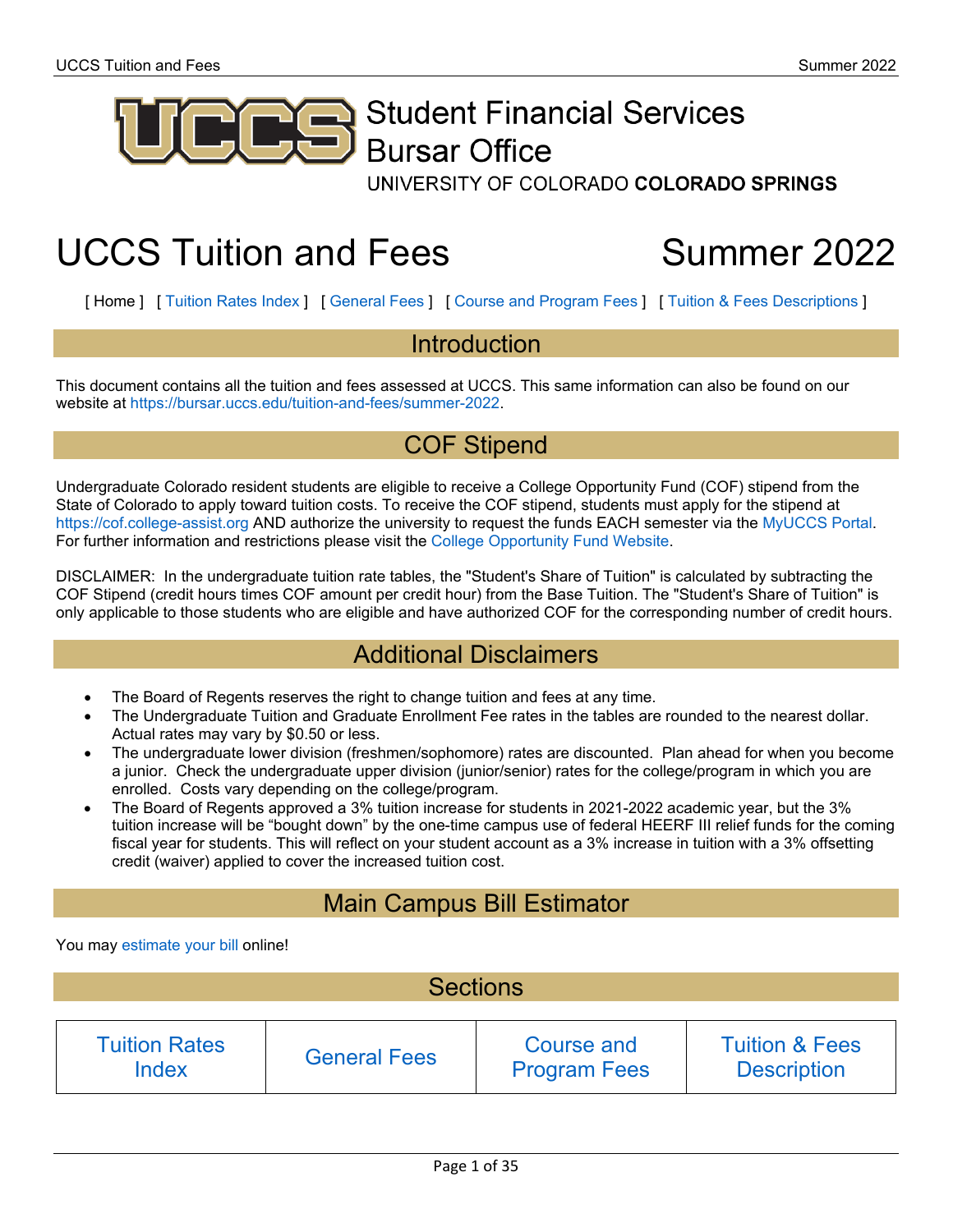Student Financial Services
Bursar Office
UNIVERSITY OF COLORADO **COLORADO SPRINGS**

# UCCS Tuition and Fees Summer 2022

[ Home ] [ Tuition Rates Index ] [ General Fees ] [ Course and Program Fees ] [ Tuition & Fees Descriptions ]

## Introduction

This document contains all the tuition and fees assessed at UCCS. This same information can also be found on our website at https://bursar.uccs.edu/tuition-and-fees/summer-2022.

## COF Stipend

Undergraduate Colorado resident students are eligible to receive a College Opportunity Fund (COF) stipend from the State of Colorado to apply toward tuition costs. To receive the COF stipend, students must apply for the stipend at https://cof.college-assist.org AND authorize the university to request the funds EACH semester via the MyUCCS Portal. For further information and restrictions please visit the College Opportunity Fund Website.

DISCLAIMER: In the undergraduate tuition rate tables, the "Student's Share of Tuition" is calculated by subtracting the COF Stipend (credit hours times COF amount per credit hour) from the Base Tuition. The "Student's Share of Tuition" is only applicable to those students who are eligible and have authorized COF for the corresponding number of credit hours.

## Additional Disclaimers

- The Board of Regents reserves the right to change tuition and fees at any time.
- The Undergraduate Tuition and Graduate Enrollment Fee rates in the tables are rounded to the nearest dollar. Actual rates may vary by $0.50 or less.
- The undergraduate lower division (freshmen/sophomore) rates are discounted. Plan ahead for when you become a junior. Check the undergraduate upper division (junior/senior) rates for the college/program in which you are enrolled. Costs vary depending on the college/program.
- The Board of Regents approved a 3% tuition increase for students in 2021-2022 academic year, but the 3% tuition increase will be “bought down” by the one-time campus use of federal HEERF III relief funds for the coming fiscal year for students. This will reflect on your student account as a 3% increase in tuition with a 3% offsetting credit (waiver) applied to cover the increased tuition cost.

## Main Campus Bill Estimator

You may estimate your bill online!

## Sections

| Tuition Rates Index | General Fees | Course and Program Fees | Tuition & Fees Description |
|---|---|---|---|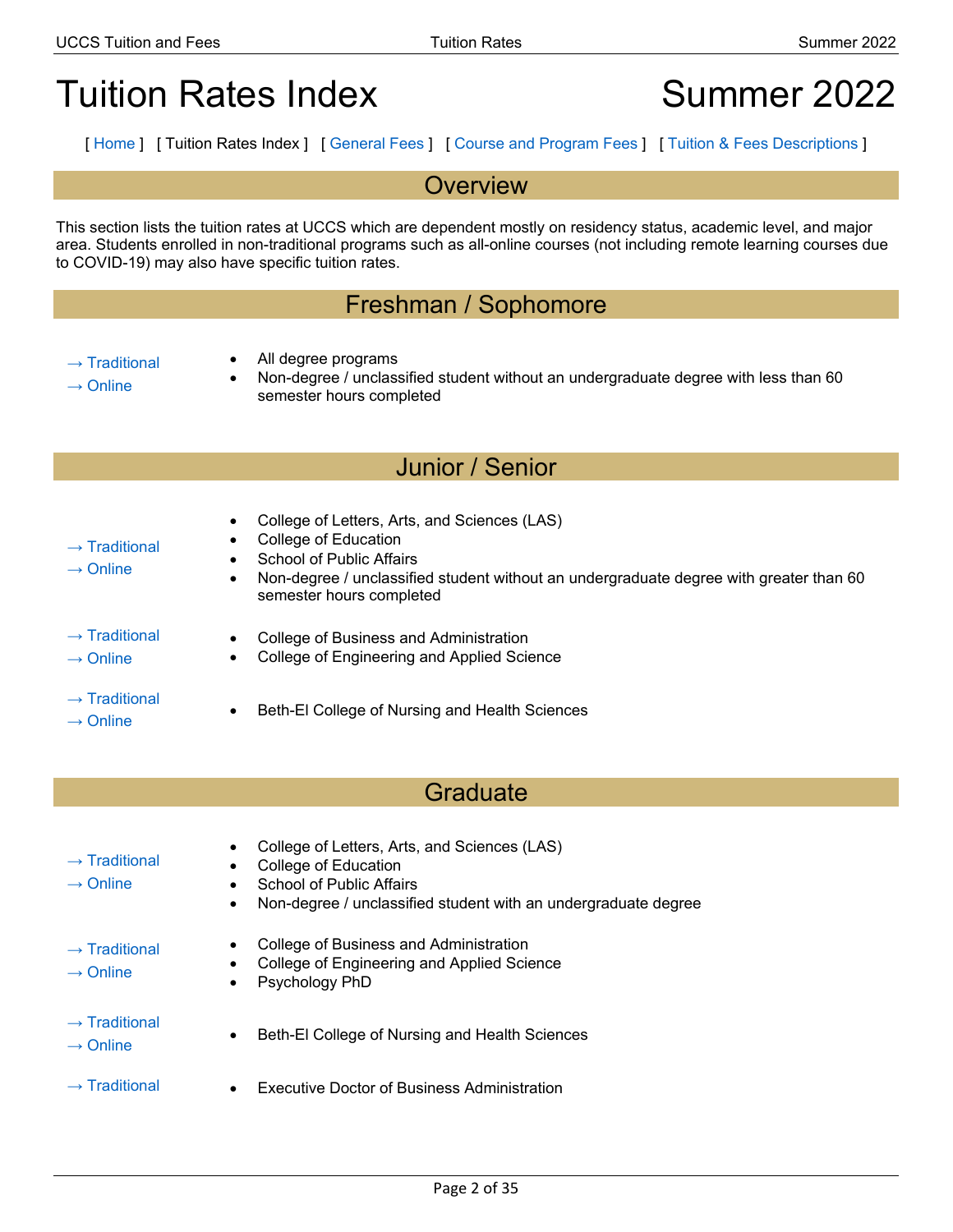# Tuition Rates Index Summer 2022

[ Home ] [ Tuition Rates Index ] [ General Fees ] [ Course and Program Fees ] [ Tuition & Fees Descriptions ]

## Overview

This section lists the tuition rates at UCCS which are dependent mostly on residency status, academic level, and major area. Students enrolled in non-traditional programs such as all-online courses (not including remote learning courses due to COVID-19) may also have specific tuition rates.

## Freshman / Sophomore

→ Traditional
→ Online

- All degree programs
- Non-degree / unclassified student without an undergraduate degree with less than 60 semester hours completed

## Junior / Senior

→ Traditional
→ Online

- College of Letters, Arts, and Sciences (LAS)
- College of Education
- School of Public Affairs
- Non-degree / unclassified student without an undergraduate degree with greater than 60 semester hours completed

→ Traditional
→ Online

- College of Business and Administration
- College of Engineering and Applied Science

→ Traditional
→ Online

- Beth-El College of Nursing and Health Sciences

## Graduate

→ Traditional
→ Online

- College of Letters, Arts, and Sciences (LAS)
- College of Education
- School of Public Affairs
- Non-degree / unclassified student with an undergraduate degree

→ Traditional
→ Online

- College of Business and Administration
- College of Engineering and Applied Science
- Psychology PhD

→ Traditional
→ Online

- Beth-El College of Nursing and Health Sciences

→ Traditional

- Executive Doctor of Business Administration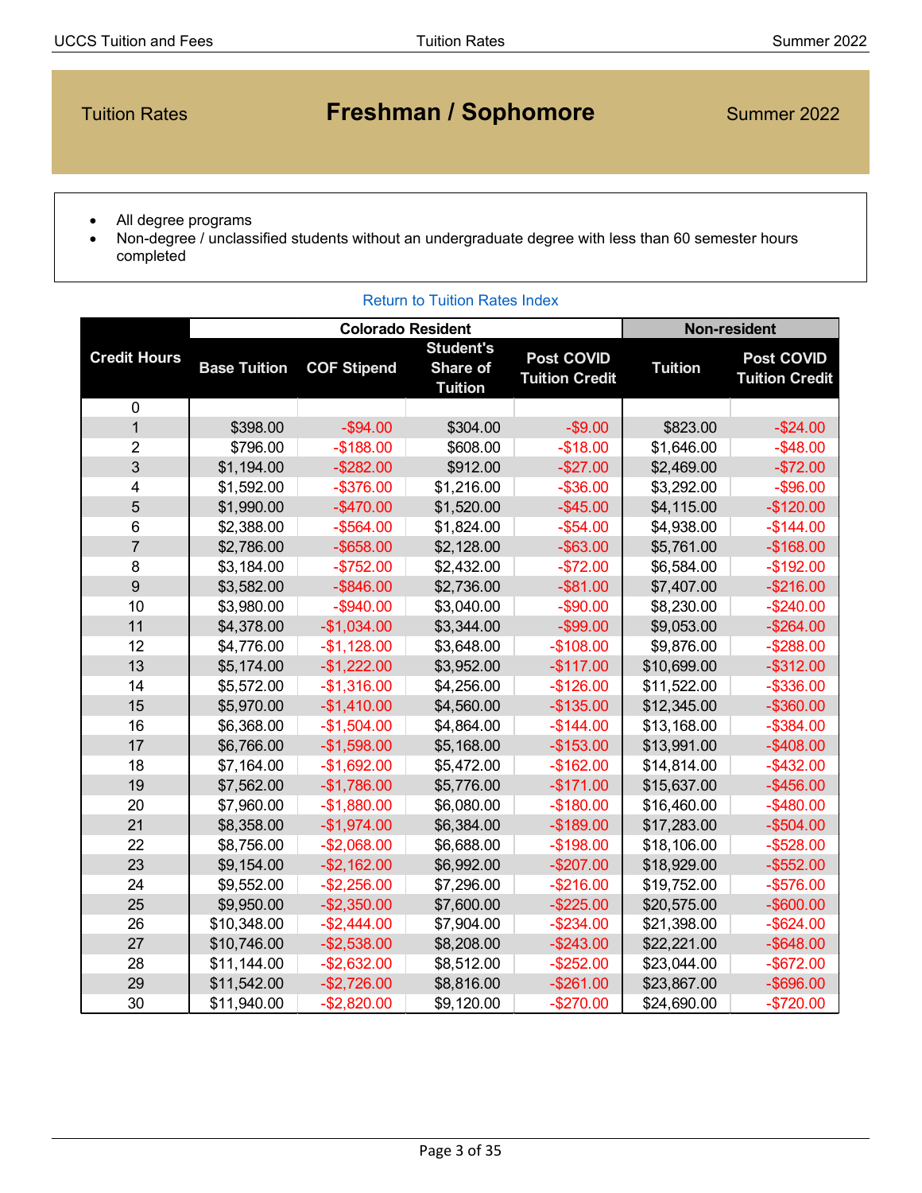Tuition Rates

# Freshman / Sophomore

Summer 2022

- All degree programs
- Non-degree / unclassified students without an undergraduate degree with less than 60 semester hours completed

Return to Tuition Rates Index

| Credit Hours | Colorado Resident | | | | Non-resident | |
|---|---|---|---|---|---|---|
| | Base Tuition | COF Stipend | Student's Share of Tuition | Post COVID Tuition Credit | Tuition | Post COVID Tuition Credit |
| 0 | | | | | | |
| 1 | $398.00 | -$94.00 | $304.00 | -$9.00 | $823.00 | -$24.00 |
| 2 | $796.00 | -$188.00 | $608.00 | -$18.00 | $1,646.00 | -$48.00 |
| 3 | $1,194.00 | -$282.00 | $912.00 | -$27.00 | $2,469.00 | -$72.00 |
| 4 | $1,592.00 | -$376.00 | $1,216.00 | -$36.00 | $3,292.00 | -$96.00 |
| 5 | $1,990.00 | -$470.00 | $1,520.00 | -$45.00 | $4,115.00 | -$120.00 |
| 6 | $2,388.00 | -$564.00 | $1,824.00 | -$54.00 | $4,938.00 | -$144.00 |
| 7 | $2,786.00 | -$658.00 | $2,128.00 | -$63.00 | $5,761.00 | -$168.00 |
| 8 | $3,184.00 | -$752.00 | $2,432.00 | -$72.00 | $6,584.00 | -$192.00 |
| 9 | $3,582.00 | -$846.00 | $2,736.00 | -$81.00 | $7,407.00 | -$216.00 |
| 10 | $3,980.00 | -$940.00 | $3,040.00 | -$90.00 | $8,230.00 | -$240.00 |
| 11 | $4,378.00 | -$1,034.00 | $3,344.00 | -$99.00 | $9,053.00 | -$264.00 |
| 12 | $4,776.00 | -$1,128.00 | $3,648.00 | -$108.00 | $9,876.00 | -$288.00 |
| 13 | $5,174.00 | -$1,222.00 | $3,952.00 | -$117.00 | $10,699.00 | -$312.00 |
| 14 | $5,572.00 | -$1,316.00 | $4,256.00 | -$126.00 | $11,522.00 | -$336.00 |
| 15 | $5,970.00 | -$1,410.00 | $4,560.00 | -$135.00 | $12,345.00 | -$360.00 |
| 16 | $6,368.00 | -$1,504.00 | $4,864.00 | -$144.00 | $13,168.00 | -$384.00 |
| 17 | $6,766.00 | -$1,598.00 | $5,168.00 | -$153.00 | $13,991.00 | -$408.00 |
| 18 | $7,164.00 | -$1,692.00 | $5,472.00 | -$162.00 | $14,814.00 | -$432.00 |
| 19 | $7,562.00 | -$1,786.00 | $5,776.00 | -$171.00 | $15,637.00 | -$456.00 |
| 20 | $7,960.00 | -$1,880.00 | $6,080.00 | -$180.00 | $16,460.00 | -$480.00 |
| 21 | $8,358.00 | -$1,974.00 | $6,384.00 | -$189.00 | $17,283.00 | -$504.00 |
| 22 | $8,756.00 | -$2,068.00 | $6,688.00 | -$198.00 | $18,106.00 | -$528.00 |
| 23 | $9,154.00 | -$2,162.00 | $6,992.00 | -$207.00 | $18,929.00 | -$552.00 |
| 24 | $9,552.00 | -$2,256.00 | $7,296.00 | -$216.00 | $19,752.00 | -$576.00 |
| 25 | $9,950.00 | -$2,350.00 | $7,600.00 | -$225.00 | $20,575.00 | -$600.00 |
| 26 | $10,348.00 | -$2,444.00 | $7,904.00 | -$234.00 | $21,398.00 | -$624.00 |
| 27 | $10,746.00 | -$2,538.00 | $8,208.00 | -$243.00 | $22,221.00 | -$648.00 |
| 28 | $11,144.00 | -$2,632.00 | $8,512.00 | -$252.00 | $23,044.00 | -$672.00 |
| 29 | $11,542.00 | -$2,726.00 | $8,816.00 | -$261.00 | $23,867.00 | -$696.00 |
| 30 | $11,940.00 | -$2,820.00 | $9,120.00 | -$270.00 | $24,690.00 | -$720.00 |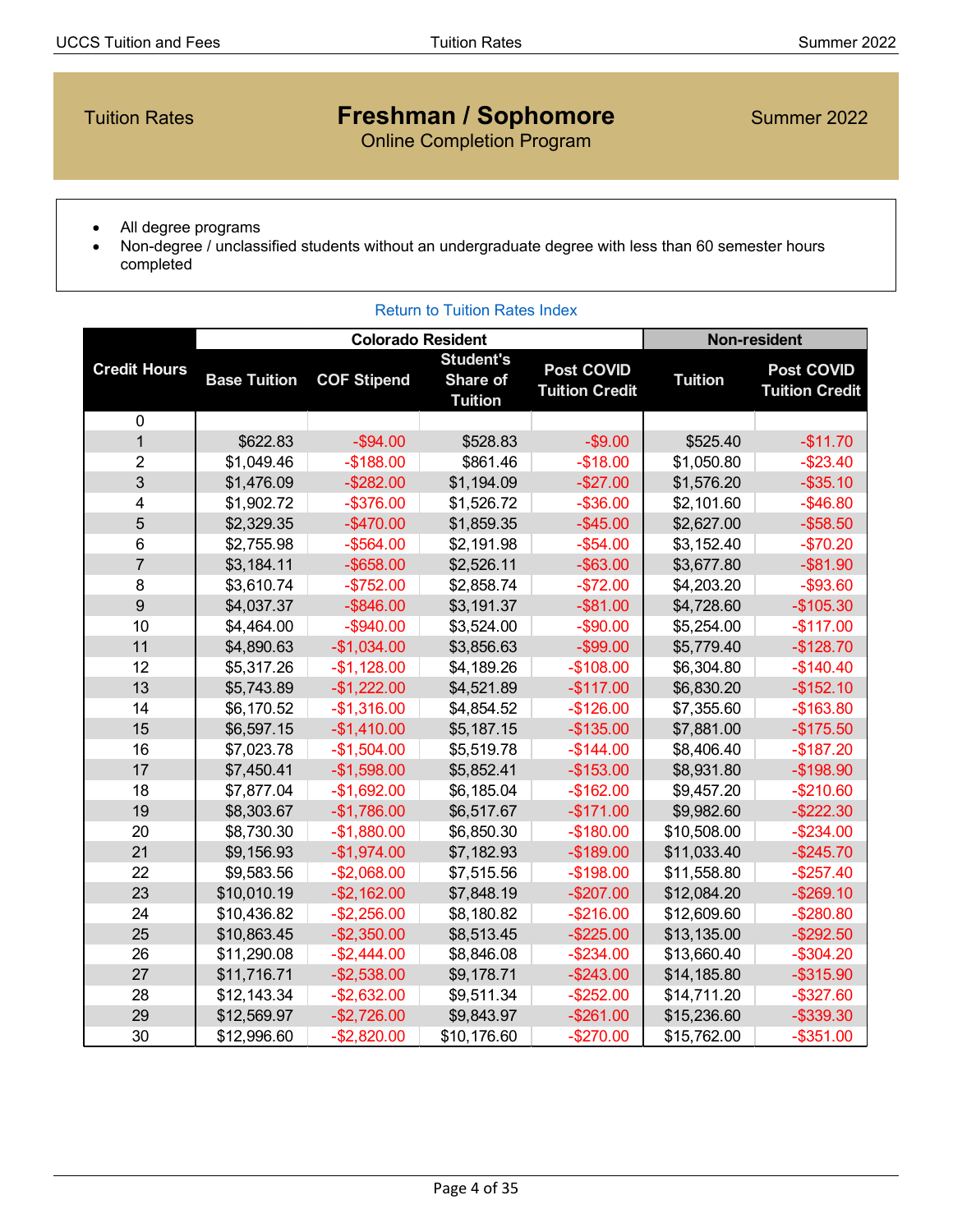Tuition Rates

# Freshman / Sophomore

Online Completion Program

Summer 2022

- All degree programs
- Non-degree / unclassified students without an undergraduate degree with less than 60 semester hours completed

Return to Tuition Rates Index

| Credit Hours | Colorado Resident | | | | Non-resident | |
|---|---|---|---|---|---|---|
| | Base Tuition | COF Stipend | Student's Share of Tuition | Post COVID Tuition Credit | Tuition | Post COVID Tuition Credit |
| 0 | | | | | | |
| 1 | $622.83 | -$94.00 | $528.83 | -$9.00 | $525.40 | -$11.70 |
| 2 | $1,049.46 | -$188.00 | $861.46 | -$18.00 | $1,050.80 | -$23.40 |
| 3 | $1,476.09 | -$282.00 | $1,194.09 | -$27.00 | $1,576.20 | -$35.10 |
| 4 | $1,902.72 | -$376.00 | $1,526.72 | -$36.00 | $2,101.60 | -$46.80 |
| 5 | $2,329.35 | -$470.00 | $1,859.35 | -$45.00 | $2,627.00 | -$58.50 |
| 6 | $2,755.98 | -$564.00 | $2,191.98 | -$54.00 | $3,152.40 | -$70.20 |
| 7 | $3,184.11 | -$658.00 | $2,526.11 | -$63.00 | $3,677.80 | -$81.90 |
| 8 | $3,610.74 | -$752.00 | $2,858.74 | -$72.00 | $4,203.20 | -$93.60 |
| 9 | $4,037.37 | -$846.00 | $3,191.37 | -$81.00 | $4,728.60 | -$105.30 |
| 10 | $4,464.00 | -$940.00 | $3,524.00 | -$90.00 | $5,254.00 | -$117.00 |
| 11 | $4,890.63 | -$1,034.00 | $3,856.63 | -$99.00 | $5,779.40 | -$128.70 |
| 12 | $5,317.26 | -$1,128.00 | $4,189.26 | -$108.00 | $6,304.80 | -$140.40 |
| 13 | $5,743.89 | -$1,222.00 | $4,521.89 | -$117.00 | $6,830.20 | -$152.10 |
| 14 | $6,170.52 | -$1,316.00 | $4,854.52 | -$126.00 | $7,355.60 | -$163.80 |
| 15 | $6,597.15 | -$1,410.00 | $5,187.15 | -$135.00 | $7,881.00 | -$175.50 |
| 16 | $7,023.78 | -$1,504.00 | $5,519.78 | -$144.00 | $8,406.40 | -$187.20 |
| 17 | $7,450.41 | -$1,598.00 | $5,852.41 | -$153.00 | $8,931.80 | -$198.90 |
| 18 | $7,877.04 | -$1,692.00 | $6,185.04 | -$162.00 | $9,457.20 | -$210.60 |
| 19 | $8,303.67 | -$1,786.00 | $6,517.67 | -$171.00 | $9,982.60 | -$222.30 |
| 20 | $8,730.30 | -$1,880.00 | $6,850.30 | -$180.00 | $10,508.00 | -$234.00 |
| 21 | $9,156.93 | -$1,974.00 | $7,182.93 | -$189.00 | $11,033.40 | -$245.70 |
| 22 | $9,583.56 | -$2,068.00 | $7,515.56 | -$198.00 | $11,558.80 | -$257.40 |
| 23 | $10,010.19 | -$2,162.00 | $7,848.19 | -$207.00 | $12,084.20 | -$269.10 |
| 24 | $10,436.82 | -$2,256.00 | $8,180.82 | -$216.00 | $12,609.60 | -$280.80 |
| 25 | $10,863.45 | -$2,350.00 | $8,513.45 | -$225.00 | $13,135.00 | -$292.50 |
| 26 | $11,290.08 | -$2,444.00 | $8,846.08 | -$234.00 | $13,660.40 | -$304.20 |
| 27 | $11,716.71 | -$2,538.00 | $9,178.71 | -$243.00 | $14,185.80 | -$315.90 |
| 28 | $12,143.34 | -$2,632.00 | $9,511.34 | -$252.00 | $14,711.20 | -$327.60 |
| 29 | $12,569.97 | -$2,726.00 | $9,843.97 | -$261.00 | $15,236.60 | -$339.30 |
| 30 | $12,996.60 | -$2,820.00 | $10,176.60 | -$270.00 | $15,762.00 | -$351.00 |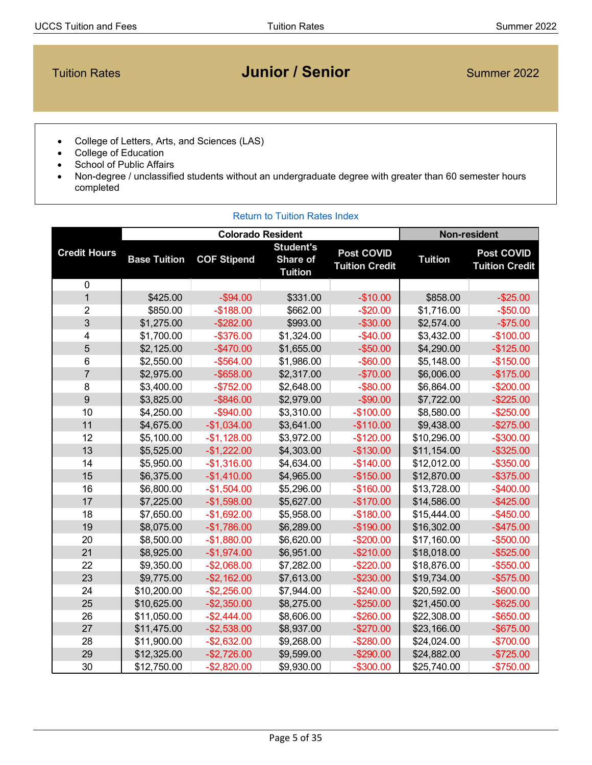## Tuition Rates — Junior / Senior — Summer 2022

- College of Letters, Arts, and Sciences (LAS)
- College of Education
- School of Public Affairs
- Non-degree / unclassified students without an undergraduate degree with greater than 60 semester hours completed

Return to Tuition Rates Index

| Credit Hours | Colorado Resident | | | | Non-resident | |
|---|---|---|---|---|---|---|
| | Base Tuition | COF Stipend | Student's Share of Tuition | Post COVID Tuition Credit | Tuition | Post COVID Tuition Credit |
| 0 | | | | | | |
| 1 | $425.00 | -$94.00 | $331.00 | -$10.00 | $858.00 | -$25.00 |
| 2 | $850.00 | -$188.00 | $662.00 | -$20.00 | $1,716.00 | -$50.00 |
| 3 | $1,275.00 | -$282.00 | $993.00 | -$30.00 | $2,574.00 | -$75.00 |
| 4 | $1,700.00 | -$376.00 | $1,324.00 | -$40.00 | $3,432.00 | -$100.00 |
| 5 | $2,125.00 | -$470.00 | $1,655.00 | -$50.00 | $4,290.00 | -$125.00 |
| 6 | $2,550.00 | -$564.00 | $1,986.00 | -$60.00 | $5,148.00 | -$150.00 |
| 7 | $2,975.00 | -$658.00 | $2,317.00 | -$70.00 | $6,006.00 | -$175.00 |
| 8 | $3,400.00 | -$752.00 | $2,648.00 | -$80.00 | $6,864.00 | -$200.00 |
| 9 | $3,825.00 | -$846.00 | $2,979.00 | -$90.00 | $7,722.00 | -$225.00 |
| 10 | $4,250.00 | -$940.00 | $3,310.00 | -$100.00 | $8,580.00 | -$250.00 |
| 11 | $4,675.00 | -$1,034.00 | $3,641.00 | -$110.00 | $9,438.00 | -$275.00 |
| 12 | $5,100.00 | -$1,128.00 | $3,972.00 | -$120.00 | $10,296.00 | -$300.00 |
| 13 | $5,525.00 | -$1,222.00 | $4,303.00 | -$130.00 | $11,154.00 | -$325.00 |
| 14 | $5,950.00 | -$1,316.00 | $4,634.00 | -$140.00 | $12,012.00 | -$350.00 |
| 15 | $6,375.00 | -$1,410.00 | $4,965.00 | -$150.00 | $12,870.00 | -$375.00 |
| 16 | $6,800.00 | -$1,504.00 | $5,296.00 | -$160.00 | $13,728.00 | -$400.00 |
| 17 | $7,225.00 | -$1,598.00 | $5,627.00 | -$170.00 | $14,586.00 | -$425.00 |
| 18 | $7,650.00 | -$1,692.00 | $5,958.00 | -$180.00 | $15,444.00 | -$450.00 |
| 19 | $8,075.00 | -$1,786.00 | $6,289.00 | -$190.00 | $16,302.00 | -$475.00 |
| 20 | $8,500.00 | -$1,880.00 | $6,620.00 | -$200.00 | $17,160.00 | -$500.00 |
| 21 | $8,925.00 | -$1,974.00 | $6,951.00 | -$210.00 | $18,018.00 | -$525.00 |
| 22 | $9,350.00 | -$2,068.00 | $7,282.00 | -$220.00 | $18,876.00 | -$550.00 |
| 23 | $9,775.00 | -$2,162.00 | $7,613.00 | -$230.00 | $19,734.00 | -$575.00 |
| 24 | $10,200.00 | -$2,256.00 | $7,944.00 | -$240.00 | $20,592.00 | -$600.00 |
| 25 | $10,625.00 | -$2,350.00 | $8,275.00 | -$250.00 | $21,450.00 | -$625.00 |
| 26 | $11,050.00 | -$2,444.00 | $8,606.00 | -$260.00 | $22,308.00 | -$650.00 |
| 27 | $11,475.00 | -$2,538.00 | $8,937.00 | -$270.00 | $23,166.00 | -$675.00 |
| 28 | $11,900.00 | -$2,632.00 | $9,268.00 | -$280.00 | $24,024.00 | -$700.00 |
| 29 | $12,325.00 | -$2,726.00 | $9,599.00 | -$290.00 | $24,882.00 | -$725.00 |
| 30 | $12,750.00 | -$2,820.00 | $9,930.00 | -$300.00 | $25,740.00 | -$750.00 |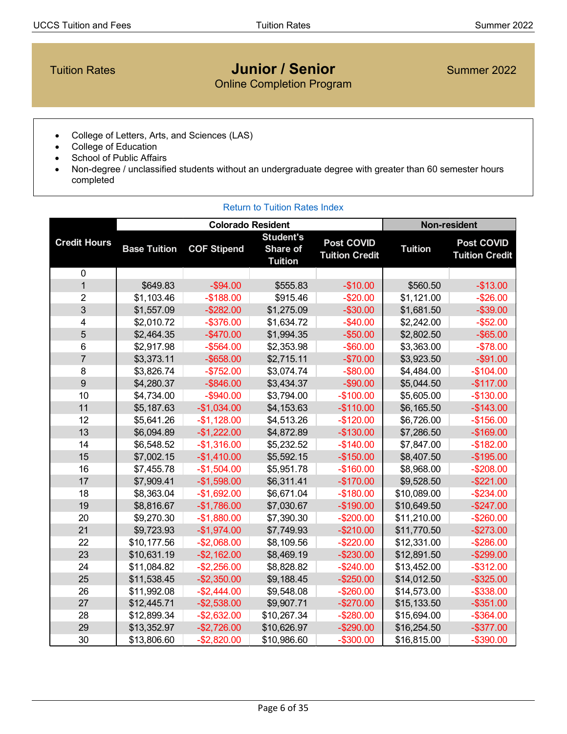Tuition Rates

# Junior / Senior

Online Completion Program

Summer 2022

- College of Letters, Arts, and Sciences (LAS)
- College of Education
- School of Public Affairs
- Non-degree / unclassified students without an undergraduate degree with greater than 60 semester hours completed

Return to Tuition Rates Index

| Credit Hours | Colorado Resident | | | | Non-resident | |
|---|---|---|---|---|---|---|
| | Base Tuition | COF Stipend | Student's Share of Tuition | Post COVID Tuition Credit | Tuition | Post COVID Tuition Credit |
| 0 | | | | | | |
| 1 | $649.83 | -$94.00 | $555.83 | -$10.00 | $560.50 | -$13.00 |
| 2 | $1,103.46 | -$188.00 | $915.46 | -$20.00 | $1,121.00 | -$26.00 |
| 3 | $1,557.09 | -$282.00 | $1,275.09 | -$30.00 | $1,681.50 | -$39.00 |
| 4 | $2,010.72 | -$376.00 | $1,634.72 | -$40.00 | $2,242.00 | -$52.00 |
| 5 | $2,464.35 | -$470.00 | $1,994.35 | -$50.00 | $2,802.50 | -$65.00 |
| 6 | $2,917.98 | -$564.00 | $2,353.98 | -$60.00 | $3,363.00 | -$78.00 |
| 7 | $3,373.11 | -$658.00 | $2,715.11 | -$70.00 | $3,923.50 | -$91.00 |
| 8 | $3,826.74 | -$752.00 | $3,074.74 | -$80.00 | $4,484.00 | -$104.00 |
| 9 | $4,280.37 | -$846.00 | $3,434.37 | -$90.00 | $5,044.50 | -$117.00 |
| 10 | $4,734.00 | -$940.00 | $3,794.00 | -$100.00 | $5,605.00 | -$130.00 |
| 11 | $5,187.63 | -$1,034.00 | $4,153.63 | -$110.00 | $6,165.50 | -$143.00 |
| 12 | $5,641.26 | -$1,128.00 | $4,513.26 | -$120.00 | $6,726.00 | -$156.00 |
| 13 | $6,094.89 | -$1,222.00 | $4,872.89 | -$130.00 | $7,286.50 | -$169.00 |
| 14 | $6,548.52 | -$1,316.00 | $5,232.52 | -$140.00 | $7,847.00 | -$182.00 |
| 15 | $7,002.15 | -$1,410.00 | $5,592.15 | -$150.00 | $8,407.50 | -$195.00 |
| 16 | $7,455.78 | -$1,504.00 | $5,951.78 | -$160.00 | $8,968.00 | -$208.00 |
| 17 | $7,909.41 | -$1,598.00 | $6,311.41 | -$170.00 | $9,528.50 | -$221.00 |
| 18 | $8,363.04 | -$1,692.00 | $6,671.04 | -$180.00 | $10,089.00 | -$234.00 |
| 19 | $8,816.67 | -$1,786.00 | $7,030.67 | -$190.00 | $10,649.50 | -$247.00 |
| 20 | $9,270.30 | -$1,880.00 | $7,390.30 | -$200.00 | $11,210.00 | -$260.00 |
| 21 | $9,723.93 | -$1,974.00 | $7,749.93 | -$210.00 | $11,770.50 | -$273.00 |
| 22 | $10,177.56 | -$2,068.00 | $8,109.56 | -$220.00 | $12,331.00 | -$286.00 |
| 23 | $10,631.19 | -$2,162.00 | $8,469.19 | -$230.00 | $12,891.50 | -$299.00 |
| 24 | $11,084.82 | -$2,256.00 | $8,828.82 | -$240.00 | $13,452.00 | -$312.00 |
| 25 | $11,538.45 | -$2,350.00 | $9,188.45 | -$250.00 | $14,012.50 | -$325.00 |
| 26 | $11,992.08 | -$2,444.00 | $9,548.08 | -$260.00 | $14,573.00 | -$338.00 |
| 27 | $12,445.71 | -$2,538.00 | $9,907.71 | -$270.00 | $15,133.50 | -$351.00 |
| 28 | $12,899.34 | -$2,632.00 | $10,267.34 | -$280.00 | $15,694.00 | -$364.00 |
| 29 | $13,352.97 | -$2,726.00 | $10,626.97 | -$290.00 | $16,254.50 | -$377.00 |
| 30 | $13,806.60 | -$2,820.00 | $10,986.60 | -$300.00 | $16,815.00 | -$390.00 |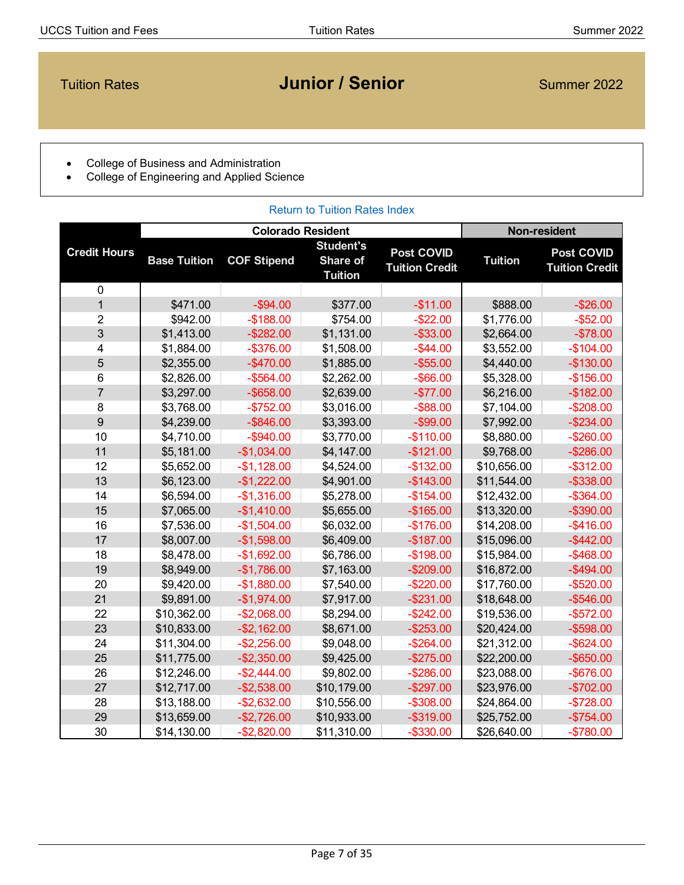# Tuition Rates — Junior / Senior — Summer 2022

- College of Business and Administration
- College of Engineering and Applied Science

Return to Tuition Rates Index

| Credit Hours | Colorado Resident | | | | Non-resident | |
|---|---|---|---|---|---|---|
| | Base Tuition | COF Stipend | Student's Share of Tuition | Post COVID Tuition Credit | Tuition | Post COVID Tuition Credit |
| 0 | | | | | | |
| 1 | $471.00 | -$94.00 | $377.00 | -$11.00 | $888.00 | -$26.00 |
| 2 | $942.00 | -$188.00 | $754.00 | -$22.00 | $1,776.00 | -$52.00 |
| 3 | $1,413.00 | -$282.00 | $1,131.00 | -$33.00 | $2,664.00 | -$78.00 |
| 4 | $1,884.00 | -$376.00 | $1,508.00 | -$44.00 | $3,552.00 | -$104.00 |
| 5 | $2,355.00 | -$470.00 | $1,885.00 | -$55.00 | $4,440.00 | -$130.00 |
| 6 | $2,826.00 | -$564.00 | $2,262.00 | -$66.00 | $5,328.00 | -$156.00 |
| 7 | $3,297.00 | -$658.00 | $2,639.00 | -$77.00 | $6,216.00 | -$182.00 |
| 8 | $3,768.00 | -$752.00 | $3,016.00 | -$88.00 | $7,104.00 | -$208.00 |
| 9 | $4,239.00 | -$846.00 | $3,393.00 | -$99.00 | $7,992.00 | -$234.00 |
| 10 | $4,710.00 | -$940.00 | $3,770.00 | -$110.00 | $8,880.00 | -$260.00 |
| 11 | $5,181.00 | -$1,034.00 | $4,147.00 | -$121.00 | $9,768.00 | -$286.00 |
| 12 | $5,652.00 | -$1,128.00 | $4,524.00 | -$132.00 | $10,656.00 | -$312.00 |
| 13 | $6,123.00 | -$1,222.00 | $4,901.00 | -$143.00 | $11,544.00 | -$338.00 |
| 14 | $6,594.00 | -$1,316.00 | $5,278.00 | -$154.00 | $12,432.00 | -$364.00 |
| 15 | $7,065.00 | -$1,410.00 | $5,655.00 | -$165.00 | $13,320.00 | -$390.00 |
| 16 | $7,536.00 | -$1,504.00 | $6,032.00 | -$176.00 | $14,208.00 | -$416.00 |
| 17 | $8,007.00 | -$1,598.00 | $6,409.00 | -$187.00 | $15,096.00 | -$442.00 |
| 18 | $8,478.00 | -$1,692.00 | $6,786.00 | -$198.00 | $15,984.00 | -$468.00 |
| 19 | $8,949.00 | -$1,786.00 | $7,163.00 | -$209.00 | $16,872.00 | -$494.00 |
| 20 | $9,420.00 | -$1,880.00 | $7,540.00 | -$220.00 | $17,760.00 | -$520.00 |
| 21 | $9,891.00 | -$1,974.00 | $7,917.00 | -$231.00 | $18,648.00 | -$546.00 |
| 22 | $10,362.00 | -$2,068.00 | $8,294.00 | -$242.00 | $19,536.00 | -$572.00 |
| 23 | $10,833.00 | -$2,162.00 | $8,671.00 | -$253.00 | $20,424.00 | -$598.00 |
| 24 | $11,304.00 | -$2,256.00 | $9,048.00 | -$264.00 | $21,312.00 | -$624.00 |
| 25 | $11,775.00 | -$2,350.00 | $9,425.00 | -$275.00 | $22,200.00 | -$650.00 |
| 26 | $12,246.00 | -$2,444.00 | $9,802.00 | -$286.00 | $23,088.00 | -$676.00 |
| 27 | $12,717.00 | -$2,538.00 | $10,179.00 | -$297.00 | $23,976.00 | -$702.00 |
| 28 | $13,188.00 | -$2,632.00 | $10,556.00 | -$308.00 | $24,864.00 | -$728.00 |
| 29 | $13,659.00 | -$2,726.00 | $10,933.00 | -$319.00 | $25,752.00 | -$754.00 |
| 30 | $14,130.00 | -$2,820.00 | $11,310.00 | -$330.00 | $26,640.00 | -$780.00 |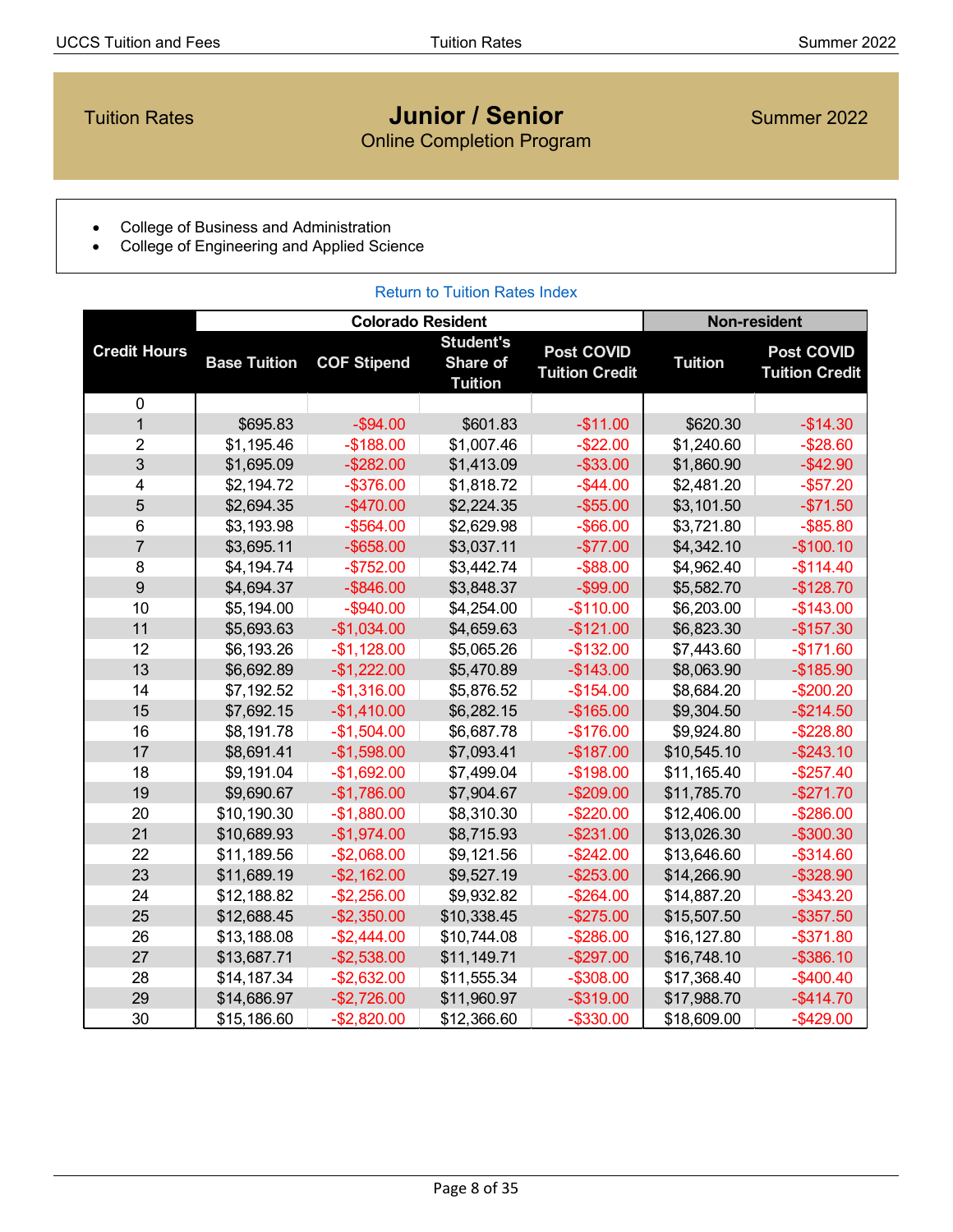Tuition Rates

# Junior / Senior

Online Completion Program

Summer 2022

- College of Business and Administration
- College of Engineering and Applied Science

Return to Tuition Rates Index

| Credit Hours | Colorado Resident | | | | Non-resident | |
|---|---|---|---|---|---|---|
| | Base Tuition | COF Stipend | Student's Share of Tuition | Post COVID Tuition Credit | Tuition | Post COVID Tuition Credit |
| 0 | | | | | | |
| 1 | $695.83 | -$94.00 | $601.83 | -$11.00 | $620.30 | -$14.30 |
| 2 | $1,195.46 | -$188.00 | $1,007.46 | -$22.00 | $1,240.60 | -$28.60 |
| 3 | $1,695.09 | -$282.00 | $1,413.09 | -$33.00 | $1,860.90 | -$42.90 |
| 4 | $2,194.72 | -$376.00 | $1,818.72 | -$44.00 | $2,481.20 | -$57.20 |
| 5 | $2,694.35 | -$470.00 | $2,224.35 | -$55.00 | $3,101.50 | -$71.50 |
| 6 | $3,193.98 | -$564.00 | $2,629.98 | -$66.00 | $3,721.80 | -$85.80 |
| 7 | $3,695.11 | -$658.00 | $3,037.11 | -$77.00 | $4,342.10 | -$100.10 |
| 8 | $4,194.74 | -$752.00 | $3,442.74 | -$88.00 | $4,962.40 | -$114.40 |
| 9 | $4,694.37 | -$846.00 | $3,848.37 | -$99.00 | $5,582.70 | -$128.70 |
| 10 | $5,194.00 | -$940.00 | $4,254.00 | -$110.00 | $6,203.00 | -$143.00 |
| 11 | $5,693.63 | -$1,034.00 | $4,659.63 | -$121.00 | $6,823.30 | -$157.30 |
| 12 | $6,193.26 | -$1,128.00 | $5,065.26 | -$132.00 | $7,443.60 | -$171.60 |
| 13 | $6,692.89 | -$1,222.00 | $5,470.89 | -$143.00 | $8,063.90 | -$185.90 |
| 14 | $7,192.52 | -$1,316.00 | $5,876.52 | -$154.00 | $8,684.20 | -$200.20 |
| 15 | $7,692.15 | -$1,410.00 | $6,282.15 | -$165.00 | $9,304.50 | -$214.50 |
| 16 | $8,191.78 | -$1,504.00 | $6,687.78 | -$176.00 | $9,924.80 | -$228.80 |
| 17 | $8,691.41 | -$1,598.00 | $7,093.41 | -$187.00 | $10,545.10 | -$243.10 |
| 18 | $9,191.04 | -$1,692.00 | $7,499.04 | -$198.00 | $11,165.40 | -$257.40 |
| 19 | $9,690.67 | -$1,786.00 | $7,904.67 | -$209.00 | $11,785.70 | -$271.70 |
| 20 | $10,190.30 | -$1,880.00 | $8,310.30 | -$220.00 | $12,406.00 | -$286.00 |
| 21 | $10,689.93 | -$1,974.00 | $8,715.93 | -$231.00 | $13,026.30 | -$300.30 |
| 22 | $11,189.56 | -$2,068.00 | $9,121.56 | -$242.00 | $13,646.60 | -$314.60 |
| 23 | $11,689.19 | -$2,162.00 | $9,527.19 | -$253.00 | $14,266.90 | -$328.90 |
| 24 | $12,188.82 | -$2,256.00 | $9,932.82 | -$264.00 | $14,887.20 | -$343.20 |
| 25 | $12,688.45 | -$2,350.00 | $10,338.45 | -$275.00 | $15,507.50 | -$357.50 |
| 26 | $13,188.08 | -$2,444.00 | $10,744.08 | -$286.00 | $16,127.80 | -$371.80 |
| 27 | $13,687.71 | -$2,538.00 | $11,149.71 | -$297.00 | $16,748.10 | -$386.10 |
| 28 | $14,187.34 | -$2,632.00 | $11,555.34 | -$308.00 | $17,368.40 | -$400.40 |
| 29 | $14,686.97 | -$2,726.00 | $11,960.97 | -$319.00 | $17,988.70 | -$414.70 |
| 30 | $15,186.60 | -$2,820.00 | $12,366.60 | -$330.00 | $18,609.00 | -$429.00 |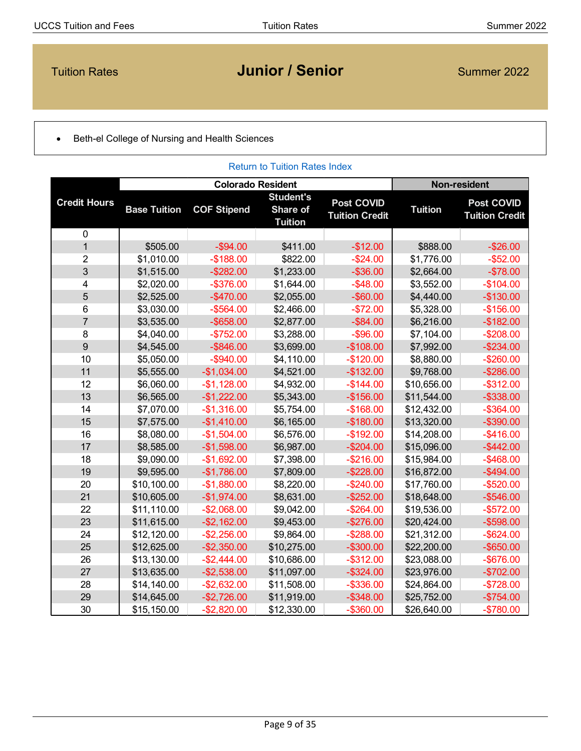Tuition Rates

# Junior / Senior

Summer 2022

- Beth-el College of Nursing and Health Sciences

Return to Tuition Rates Index

| Credit Hours | Colorado Resident | | | | Non-resident | |
|---|---|---|---|---|---|---|
| | Base Tuition | COF Stipend | Student's Share of Tuition | Post COVID Tuition Credit | Tuition | Post COVID Tuition Credit |
| 0 | | | | | | |
| 1 | $505.00 | -$94.00 | $411.00 | -$12.00 | $888.00 | -$26.00 |
| 2 | $1,010.00 | -$188.00 | $822.00 | -$24.00 | $1,776.00 | -$52.00 |
| 3 | $1,515.00 | -$282.00 | $1,233.00 | -$36.00 | $2,664.00 | -$78.00 |
| 4 | $2,020.00 | -$376.00 | $1,644.00 | -$48.00 | $3,552.00 | -$104.00 |
| 5 | $2,525.00 | -$470.00 | $2,055.00 | -$60.00 | $4,440.00 | -$130.00 |
| 6 | $3,030.00 | -$564.00 | $2,466.00 | -$72.00 | $5,328.00 | -$156.00 |
| 7 | $3,535.00 | -$658.00 | $2,877.00 | -$84.00 | $6,216.00 | -$182.00 |
| 8 | $4,040.00 | -$752.00 | $3,288.00 | -$96.00 | $7,104.00 | -$208.00 |
| 9 | $4,545.00 | -$846.00 | $3,699.00 | -$108.00 | $7,992.00 | -$234.00 |
| 10 | $5,050.00 | -$940.00 | $4,110.00 | -$120.00 | $8,880.00 | -$260.00 |
| 11 | $5,555.00 | -$1,034.00 | $4,521.00 | -$132.00 | $9,768.00 | -$286.00 |
| 12 | $6,060.00 | -$1,128.00 | $4,932.00 | -$144.00 | $10,656.00 | -$312.00 |
| 13 | $6,565.00 | -$1,222.00 | $5,343.00 | -$156.00 | $11,544.00 | -$338.00 |
| 14 | $7,070.00 | -$1,316.00 | $5,754.00 | -$168.00 | $12,432.00 | -$364.00 |
| 15 | $7,575.00 | -$1,410.00 | $6,165.00 | -$180.00 | $13,320.00 | -$390.00 |
| 16 | $8,080.00 | -$1,504.00 | $6,576.00 | -$192.00 | $14,208.00 | -$416.00 |
| 17 | $8,585.00 | -$1,598.00 | $6,987.00 | -$204.00 | $15,096.00 | -$442.00 |
| 18 | $9,090.00 | -$1,692.00 | $7,398.00 | -$216.00 | $15,984.00 | -$468.00 |
| 19 | $9,595.00 | -$1,786.00 | $7,809.00 | -$228.00 | $16,872.00 | -$494.00 |
| 20 | $10,100.00 | -$1,880.00 | $8,220.00 | -$240.00 | $17,760.00 | -$520.00 |
| 21 | $10,605.00 | -$1,974.00 | $8,631.00 | -$252.00 | $18,648.00 | -$546.00 |
| 22 | $11,110.00 | -$2,068.00 | $9,042.00 | -$264.00 | $19,536.00 | -$572.00 |
| 23 | $11,615.00 | -$2,162.00 | $9,453.00 | -$276.00 | $20,424.00 | -$598.00 |
| 24 | $12,120.00 | -$2,256.00 | $9,864.00 | -$288.00 | $21,312.00 | -$624.00 |
| 25 | $12,625.00 | -$2,350.00 | $10,275.00 | -$300.00 | $22,200.00 | -$650.00 |
| 26 | $13,130.00 | -$2,444.00 | $10,686.00 | -$312.00 | $23,088.00 | -$676.00 |
| 27 | $13,635.00 | -$2,538.00 | $11,097.00 | -$324.00 | $23,976.00 | -$702.00 |
| 28 | $14,140.00 | -$2,632.00 | $11,508.00 | -$336.00 | $24,864.00 | -$728.00 |
| 29 | $14,645.00 | -$2,726.00 | $11,919.00 | -$348.00 | $25,752.00 | -$754.00 |
| 30 | $15,150.00 | -$2,820.00 | $12,330.00 | -$360.00 | $26,640.00 | -$780.00 |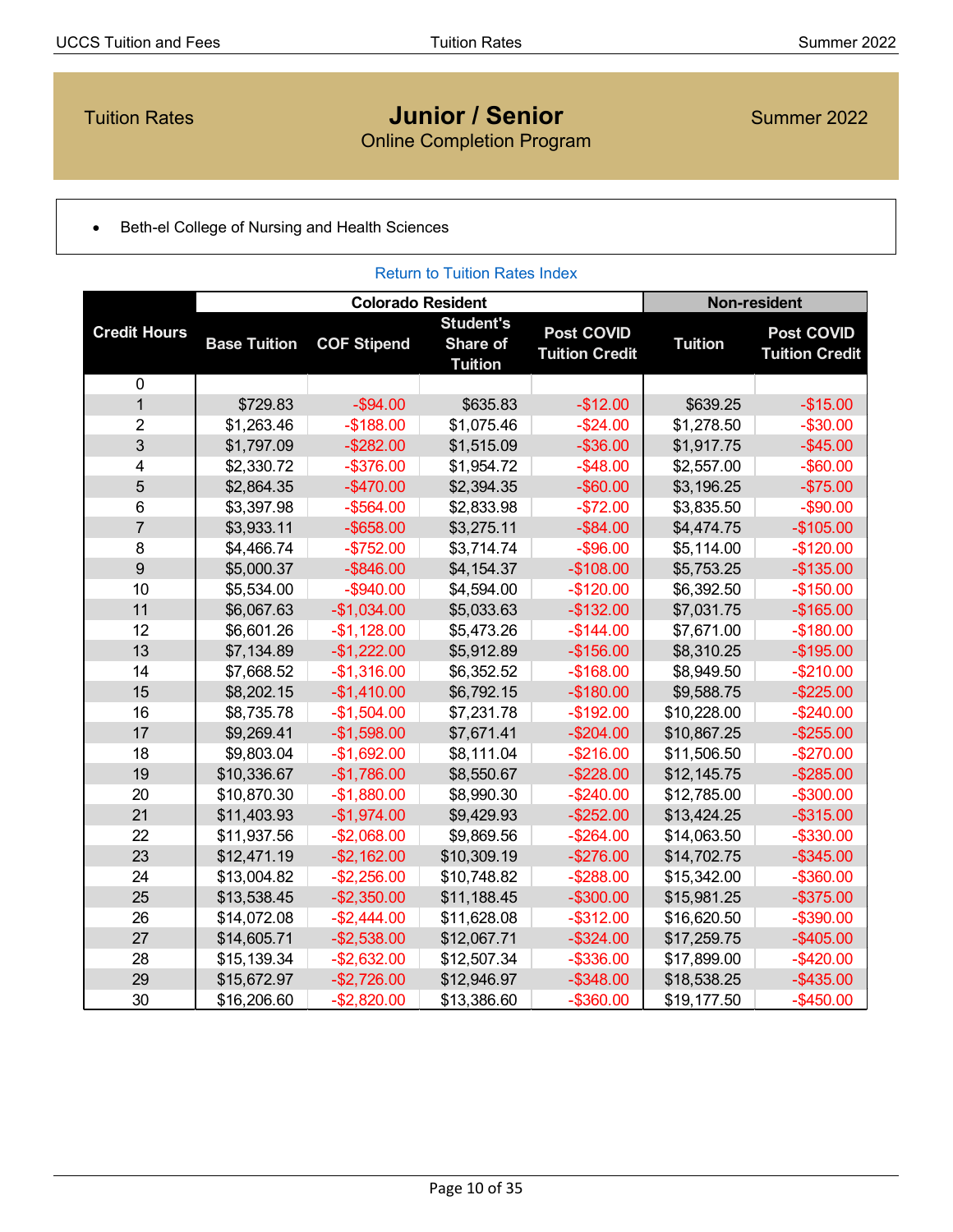Tuition Rates

# Junior / Senior

Online Completion Program

Summer 2022

- Beth-el College of Nursing and Health Sciences

Return to Tuition Rates Index

| Credit Hours | Colorado Resident | | | | Non-resident | |
|---|---|---|---|---|---|---|
| | Base Tuition | COF Stipend | Student's Share of Tuition | Post COVID Tuition Credit | Tuition | Post COVID Tuition Credit |
| 0 | | | | | | |
| 1 | $729.83 | -$94.00 | $635.83 | -$12.00 | $639.25 | -$15.00 |
| 2 | $1,263.46 | -$188.00 | $1,075.46 | -$24.00 | $1,278.50 | -$30.00 |
| 3 | $1,797.09 | -$282.00 | $1,515.09 | -$36.00 | $1,917.75 | -$45.00 |
| 4 | $2,330.72 | -$376.00 | $1,954.72 | -$48.00 | $2,557.00 | -$60.00 |
| 5 | $2,864.35 | -$470.00 | $2,394.35 | -$60.00 | $3,196.25 | -$75.00 |
| 6 | $3,397.98 | -$564.00 | $2,833.98 | -$72.00 | $3,835.50 | -$90.00 |
| 7 | $3,933.11 | -$658.00 | $3,275.11 | -$84.00 | $4,474.75 | -$105.00 |
| 8 | $4,466.74 | -$752.00 | $3,714.74 | -$96.00 | $5,114.00 | -$120.00 |
| 9 | $5,000.37 | -$846.00 | $4,154.37 | -$108.00 | $5,753.25 | -$135.00 |
| 10 | $5,534.00 | -$940.00 | $4,594.00 | -$120.00 | $6,392.50 | -$150.00 |
| 11 | $6,067.63 | -$1,034.00 | $5,033.63 | -$132.00 | $7,031.75 | -$165.00 |
| 12 | $6,601.26 | -$1,128.00 | $5,473.26 | -$144.00 | $7,671.00 | -$180.00 |
| 13 | $7,134.89 | -$1,222.00 | $5,912.89 | -$156.00 | $8,310.25 | -$195.00 |
| 14 | $7,668.52 | -$1,316.00 | $6,352.52 | -$168.00 | $8,949.50 | -$210.00 |
| 15 | $8,202.15 | -$1,410.00 | $6,792.15 | -$180.00 | $9,588.75 | -$225.00 |
| 16 | $8,735.78 | -$1,504.00 | $7,231.78 | -$192.00 | $10,228.00 | -$240.00 |
| 17 | $9,269.41 | -$1,598.00 | $7,671.41 | -$204.00 | $10,867.25 | -$255.00 |
| 18 | $9,803.04 | -$1,692.00 | $8,111.04 | -$216.00 | $11,506.50 | -$270.00 |
| 19 | $10,336.67 | -$1,786.00 | $8,550.67 | -$228.00 | $12,145.75 | -$285.00 |
| 20 | $10,870.30 | -$1,880.00 | $8,990.30 | -$240.00 | $12,785.00 | -$300.00 |
| 21 | $11,403.93 | -$1,974.00 | $9,429.93 | -$252.00 | $13,424.25 | -$315.00 |
| 22 | $11,937.56 | -$2,068.00 | $9,869.56 | -$264.00 | $14,063.50 | -$330.00 |
| 23 | $12,471.19 | -$2,162.00 | $10,309.19 | -$276.00 | $14,702.75 | -$345.00 |
| 24 | $13,004.82 | -$2,256.00 | $10,748.82 | -$288.00 | $15,342.00 | -$360.00 |
| 25 | $13,538.45 | -$2,350.00 | $11,188.45 | -$300.00 | $15,981.25 | -$375.00 |
| 26 | $14,072.08 | -$2,444.00 | $11,628.08 | -$312.00 | $16,620.50 | -$390.00 |
| 27 | $14,605.71 | -$2,538.00 | $12,067.71 | -$324.00 | $17,259.75 | -$405.00 |
| 28 | $15,139.34 | -$2,632.00 | $12,507.34 | -$336.00 | $17,899.00 | -$420.00 |
| 29 | $15,672.97 | -$2,726.00 | $12,946.97 | -$348.00 | $18,538.25 | -$435.00 |
| 30 | $16,206.60 | -$2,820.00 | $13,386.60 | -$360.00 | $19,177.50 | -$450.00 |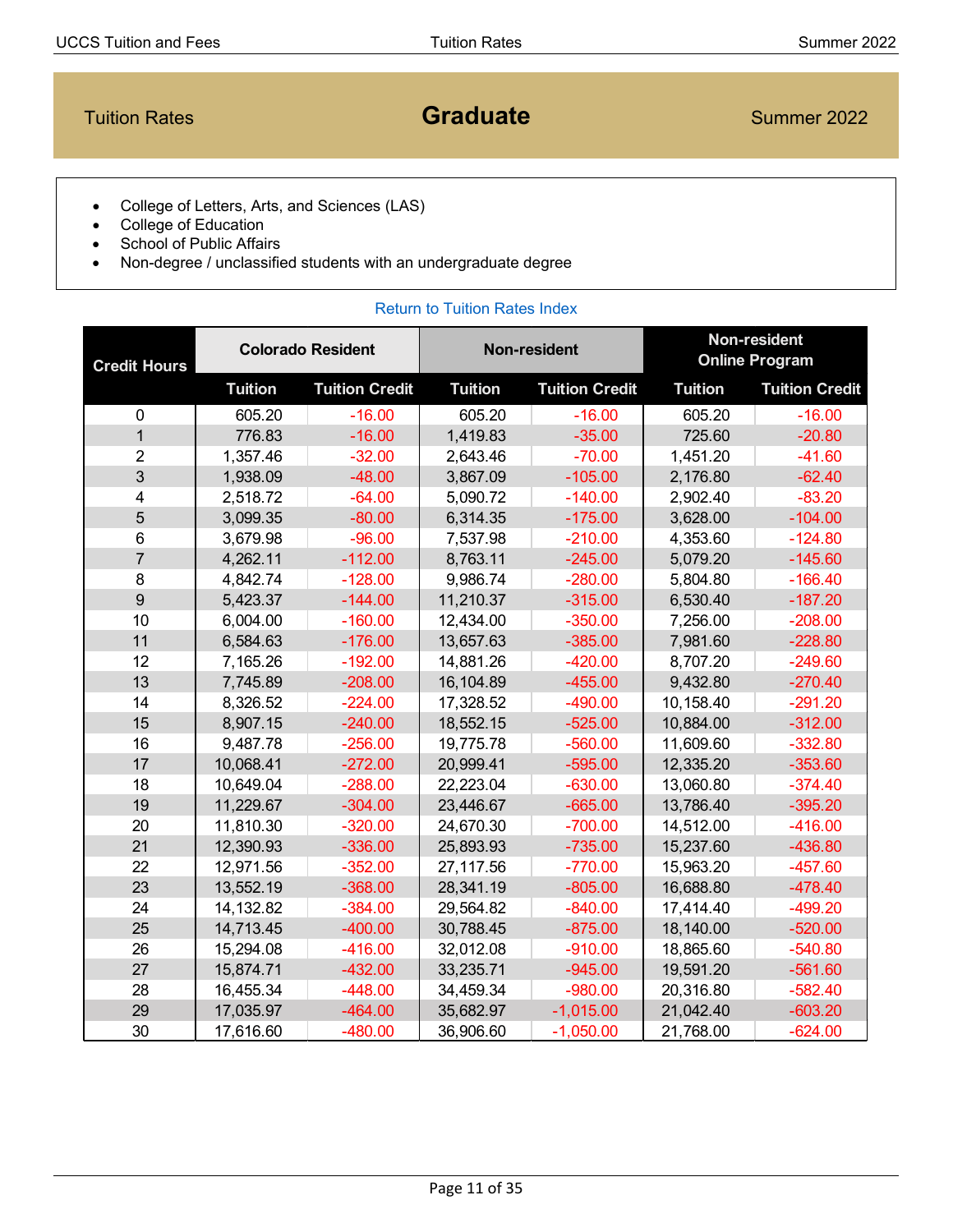Tuition Rates

# Graduate

Summer 2022

- College of Letters, Arts, and Sciences (LAS)
- College of Education
- School of Public Affairs
- Non-degree / unclassified students with an undergraduate degree

Return to Tuition Rates Index

| Credit Hours | Colorado Resident | | Non-resident | | Non-resident Online Program | |
|---|---|---|---|---|---|---|
| | Tuition | Tuition Credit | Tuition | Tuition Credit | Tuition | Tuition Credit |
| 0 | 605.20 | -16.00 | 605.20 | -16.00 | 605.20 | -16.00 |
| 1 | 776.83 | -16.00 | 1,419.83 | -35.00 | 725.60 | -20.80 |
| 2 | 1,357.46 | -32.00 | 2,643.46 | -70.00 | 1,451.20 | -41.60 |
| 3 | 1,938.09 | -48.00 | 3,867.09 | -105.00 | 2,176.80 | -62.40 |
| 4 | 2,518.72 | -64.00 | 5,090.72 | -140.00 | 2,902.40 | -83.20 |
| 5 | 3,099.35 | -80.00 | 6,314.35 | -175.00 | 3,628.00 | -104.00 |
| 6 | 3,679.98 | -96.00 | 7,537.98 | -210.00 | 4,353.60 | -124.80 |
| 7 | 4,262.11 | -112.00 | 8,763.11 | -245.00 | 5,079.20 | -145.60 |
| 8 | 4,842.74 | -128.00 | 9,986.74 | -280.00 | 5,804.80 | -166.40 |
| 9 | 5,423.37 | -144.00 | 11,210.37 | -315.00 | 6,530.40 | -187.20 |
| 10 | 6,004.00 | -160.00 | 12,434.00 | -350.00 | 7,256.00 | -208.00 |
| 11 | 6,584.63 | -176.00 | 13,657.63 | -385.00 | 7,981.60 | -228.80 |
| 12 | 7,165.26 | -192.00 | 14,881.26 | -420.00 | 8,707.20 | -249.60 |
| 13 | 7,745.89 | -208.00 | 16,104.89 | -455.00 | 9,432.80 | -270.40 |
| 14 | 8,326.52 | -224.00 | 17,328.52 | -490.00 | 10,158.40 | -291.20 |
| 15 | 8,907.15 | -240.00 | 18,552.15 | -525.00 | 10,884.00 | -312.00 |
| 16 | 9,487.78 | -256.00 | 19,775.78 | -560.00 | 11,609.60 | -332.80 |
| 17 | 10,068.41 | -272.00 | 20,999.41 | -595.00 | 12,335.20 | -353.60 |
| 18 | 10,649.04 | -288.00 | 22,223.04 | -630.00 | 13,060.80 | -374.40 |
| 19 | 11,229.67 | -304.00 | 23,446.67 | -665.00 | 13,786.40 | -395.20 |
| 20 | 11,810.30 | -320.00 | 24,670.30 | -700.00 | 14,512.00 | -416.00 |
| 21 | 12,390.93 | -336.00 | 25,893.93 | -735.00 | 15,237.60 | -436.80 |
| 22 | 12,971.56 | -352.00 | 27,117.56 | -770.00 | 15,963.20 | -457.60 |
| 23 | 13,552.19 | -368.00 | 28,341.19 | -805.00 | 16,688.80 | -478.40 |
| 24 | 14,132.82 | -384.00 | 29,564.82 | -840.00 | 17,414.40 | -499.20 |
| 25 | 14,713.45 | -400.00 | 30,788.45 | -875.00 | 18,140.00 | -520.00 |
| 26 | 15,294.08 | -416.00 | 32,012.08 | -910.00 | 18,865.60 | -540.80 |
| 27 | 15,874.71 | -432.00 | 33,235.71 | -945.00 | 19,591.20 | -561.60 |
| 28 | 16,455.34 | -448.00 | 34,459.34 | -980.00 | 20,316.80 | -582.40 |
| 29 | 17,035.97 | -464.00 | 35,682.97 | -1,015.00 | 21,042.40 | -603.20 |
| 30 | 17,616.60 | -480.00 | 36,906.60 | -1,050.00 | 21,768.00 | -624.00 |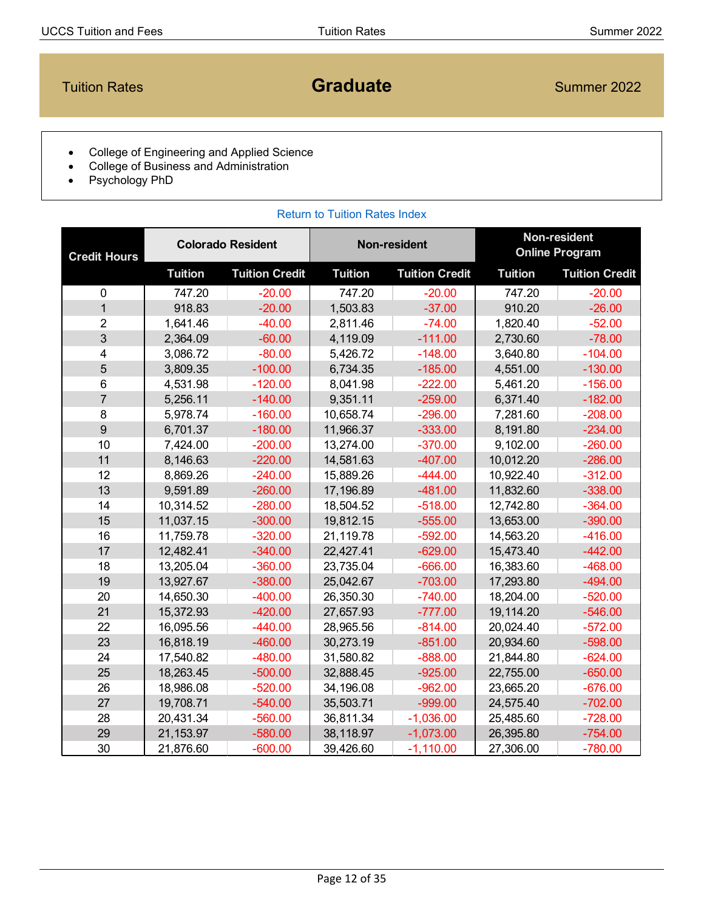# Tuition Rates — Graduate — Summer 2022

- College of Engineering and Applied Science
- College of Business and Administration
- Psychology PhD

Return to Tuition Rates Index

| Credit Hours | Colorado Resident | | Non-resident | | Non-resident Online Program | |
|---|---|---|---|---|---|---|
| | Tuition | Tuition Credit | Tuition | Tuition Credit | Tuition | Tuition Credit |
| 0 | 747.20 | -20.00 | 747.20 | -20.00 | 747.20 | -20.00 |
| 1 | 918.83 | -20.00 | 1,503.83 | -37.00 | 910.20 | -26.00 |
| 2 | 1,641.46 | -40.00 | 2,811.46 | -74.00 | 1,820.40 | -52.00 |
| 3 | 2,364.09 | -60.00 | 4,119.09 | -111.00 | 2,730.60 | -78.00 |
| 4 | 3,086.72 | -80.00 | 5,426.72 | -148.00 | 3,640.80 | -104.00 |
| 5 | 3,809.35 | -100.00 | 6,734.35 | -185.00 | 4,551.00 | -130.00 |
| 6 | 4,531.98 | -120.00 | 8,041.98 | -222.00 | 5,461.20 | -156.00 |
| 7 | 5,256.11 | -140.00 | 9,351.11 | -259.00 | 6,371.40 | -182.00 |
| 8 | 5,978.74 | -160.00 | 10,658.74 | -296.00 | 7,281.60 | -208.00 |
| 9 | 6,701.37 | -180.00 | 11,966.37 | -333.00 | 8,191.80 | -234.00 |
| 10 | 7,424.00 | -200.00 | 13,274.00 | -370.00 | 9,102.00 | -260.00 |
| 11 | 8,146.63 | -220.00 | 14,581.63 | -407.00 | 10,012.20 | -286.00 |
| 12 | 8,869.26 | -240.00 | 15,889.26 | -444.00 | 10,922.40 | -312.00 |
| 13 | 9,591.89 | -260.00 | 17,196.89 | -481.00 | 11,832.60 | -338.00 |
| 14 | 10,314.52 | -280.00 | 18,504.52 | -518.00 | 12,742.80 | -364.00 |
| 15 | 11,037.15 | -300.00 | 19,812.15 | -555.00 | 13,653.00 | -390.00 |
| 16 | 11,759.78 | -320.00 | 21,119.78 | -592.00 | 14,563.20 | -416.00 |
| 17 | 12,482.41 | -340.00 | 22,427.41 | -629.00 | 15,473.40 | -442.00 |
| 18 | 13,205.04 | -360.00 | 23,735.04 | -666.00 | 16,383.60 | -468.00 |
| 19 | 13,927.67 | -380.00 | 25,042.67 | -703.00 | 17,293.80 | -494.00 |
| 20 | 14,650.30 | -400.00 | 26,350.30 | -740.00 | 18,204.00 | -520.00 |
| 21 | 15,372.93 | -420.00 | 27,657.93 | -777.00 | 19,114.20 | -546.00 |
| 22 | 16,095.56 | -440.00 | 28,965.56 | -814.00 | 20,024.40 | -572.00 |
| 23 | 16,818.19 | -460.00 | 30,273.19 | -851.00 | 20,934.60 | -598.00 |
| 24 | 17,540.82 | -480.00 | 31,580.82 | -888.00 | 21,844.80 | -624.00 |
| 25 | 18,263.45 | -500.00 | 32,888.45 | -925.00 | 22,755.00 | -650.00 |
| 26 | 18,986.08 | -520.00 | 34,196.08 | -962.00 | 23,665.20 | -676.00 |
| 27 | 19,708.71 | -540.00 | 35,503.71 | -999.00 | 24,575.40 | -702.00 |
| 28 | 20,431.34 | -560.00 | 36,811.34 | -1,036.00 | 25,485.60 | -728.00 |
| 29 | 21,153.97 | -580.00 | 38,118.97 | -1,073.00 | 26,395.80 | -754.00 |
| 30 | 21,876.60 | -600.00 | 39,426.60 | -1,110.00 | 27,306.00 | -780.00 |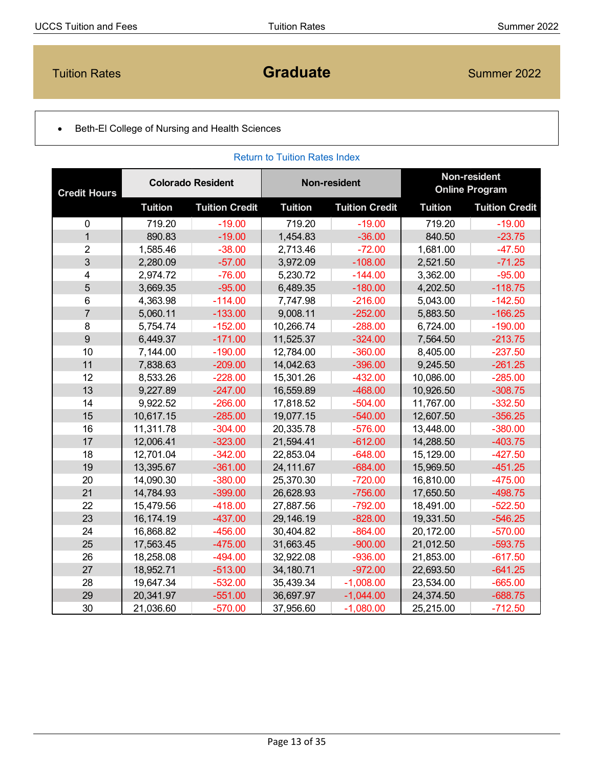# Tuition Rates — Graduate — Summer 2022

- Beth-El College of Nursing and Health Sciences

Return to Tuition Rates Index

| Credit Hours | Colorado Resident | | Non-resident | | Non-resident Online Program | |
|---|---|---|---|---|---|---|
| | Tuition | Tuition Credit | Tuition | Tuition Credit | Tuition | Tuition Credit |
| 0 | 719.20 | -19.00 | 719.20 | -19.00 | 719.20 | -19.00 |
| 1 | 890.83 | -19.00 | 1,454.83 | -36.00 | 840.50 | -23.75 |
| 2 | 1,585.46 | -38.00 | 2,713.46 | -72.00 | 1,681.00 | -47.50 |
| 3 | 2,280.09 | -57.00 | 3,972.09 | -108.00 | 2,521.50 | -71.25 |
| 4 | 2,974.72 | -76.00 | 5,230.72 | -144.00 | 3,362.00 | -95.00 |
| 5 | 3,669.35 | -95.00 | 6,489.35 | -180.00 | 4,202.50 | -118.75 |
| 6 | 4,363.98 | -114.00 | 7,747.98 | -216.00 | 5,043.00 | -142.50 |
| 7 | 5,060.11 | -133.00 | 9,008.11 | -252.00 | 5,883.50 | -166.25 |
| 8 | 5,754.74 | -152.00 | 10,266.74 | -288.00 | 6,724.00 | -190.00 |
| 9 | 6,449.37 | -171.00 | 11,525.37 | -324.00 | 7,564.50 | -213.75 |
| 10 | 7,144.00 | -190.00 | 12,784.00 | -360.00 | 8,405.00 | -237.50 |
| 11 | 7,838.63 | -209.00 | 14,042.63 | -396.00 | 9,245.50 | -261.25 |
| 12 | 8,533.26 | -228.00 | 15,301.26 | -432.00 | 10,086.00 | -285.00 |
| 13 | 9,227.89 | -247.00 | 16,559.89 | -468.00 | 10,926.50 | -308.75 |
| 14 | 9,922.52 | -266.00 | 17,818.52 | -504.00 | 11,767.00 | -332.50 |
| 15 | 10,617.15 | -285.00 | 19,077.15 | -540.00 | 12,607.50 | -356.25 |
| 16 | 11,311.78 | -304.00 | 20,335.78 | -576.00 | 13,448.00 | -380.00 |
| 17 | 12,006.41 | -323.00 | 21,594.41 | -612.00 | 14,288.50 | -403.75 |
| 18 | 12,701.04 | -342.00 | 22,853.04 | -648.00 | 15,129.00 | -427.50 |
| 19 | 13,395.67 | -361.00 | 24,111.67 | -684.00 | 15,969.50 | -451.25 |
| 20 | 14,090.30 | -380.00 | 25,370.30 | -720.00 | 16,810.00 | -475.00 |
| 21 | 14,784.93 | -399.00 | 26,628.93 | -756.00 | 17,650.50 | -498.75 |
| 22 | 15,479.56 | -418.00 | 27,887.56 | -792.00 | 18,491.00 | -522.50 |
| 23 | 16,174.19 | -437.00 | 29,146.19 | -828.00 | 19,331.50 | -546.25 |
| 24 | 16,868.82 | -456.00 | 30,404.82 | -864.00 | 20,172.00 | -570.00 |
| 25 | 17,563.45 | -475.00 | 31,663.45 | -900.00 | 21,012.50 | -593.75 |
| 26 | 18,258.08 | -494.00 | 32,922.08 | -936.00 | 21,853.00 | -617.50 |
| 27 | 18,952.71 | -513.00 | 34,180.71 | -972.00 | 22,693.50 | -641.25 |
| 28 | 19,647.34 | -532.00 | 35,439.34 | -1,008.00 | 23,534.00 | -665.00 |
| 29 | 20,341.97 | -551.00 | 36,697.97 | -1,044.00 | 24,374.50 | -688.75 |
| 30 | 21,036.60 | -570.00 | 37,956.60 | -1,080.00 | 25,215.00 | -712.50 |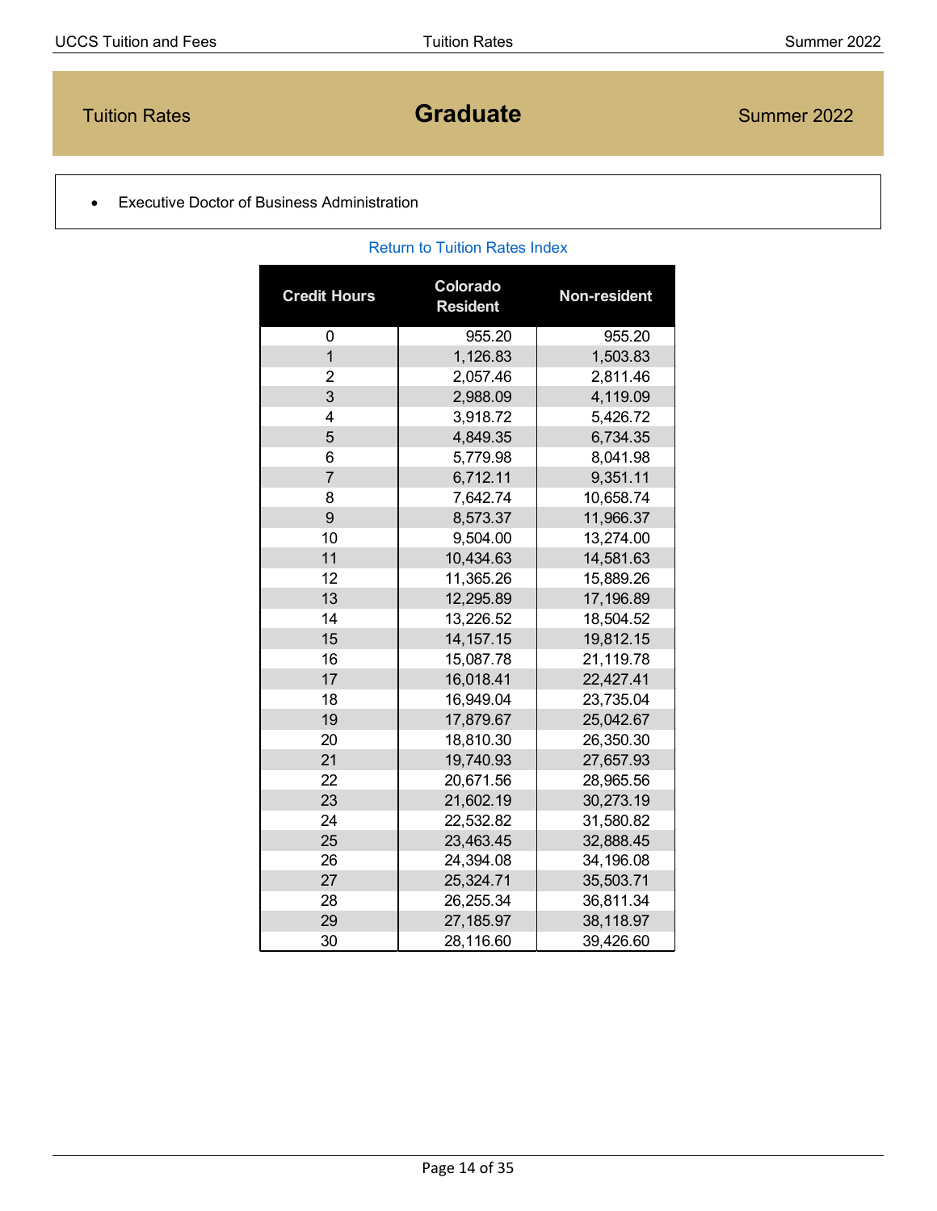| Tuition Rates | **Graduate** | Summer 2022 |
|---|---|---|

- Executive Doctor of Business Administration

Return to Tuition Rates Index

| Credit Hours | Colorado Resident | Non-resident |
|---|---|---|
| 0 | 955.20 | 955.20 |
| 1 | 1,126.83 | 1,503.83 |
| 2 | 2,057.46 | 2,811.46 |
| 3 | 2,988.09 | 4,119.09 |
| 4 | 3,918.72 | 5,426.72 |
| 5 | 4,849.35 | 6,734.35 |
| 6 | 5,779.98 | 8,041.98 |
| 7 | 6,712.11 | 9,351.11 |
| 8 | 7,642.74 | 10,658.74 |
| 9 | 8,573.37 | 11,966.37 |
| 10 | 9,504.00 | 13,274.00 |
| 11 | 10,434.63 | 14,581.63 |
| 12 | 11,365.26 | 15,889.26 |
| 13 | 12,295.89 | 17,196.89 |
| 14 | 13,226.52 | 18,504.52 |
| 15 | 14,157.15 | 19,812.15 |
| 16 | 15,087.78 | 21,119.78 |
| 17 | 16,018.41 | 22,427.41 |
| 18 | 16,949.04 | 23,735.04 |
| 19 | 17,879.67 | 25,042.67 |
| 20 | 18,810.30 | 26,350.30 |
| 21 | 19,740.93 | 27,657.93 |
| 22 | 20,671.56 | 28,965.56 |
| 23 | 21,602.19 | 30,273.19 |
| 24 | 22,532.82 | 31,580.82 |
| 25 | 23,463.45 | 32,888.45 |
| 26 | 24,394.08 | 34,196.08 |
| 27 | 25,324.71 | 35,503.71 |
| 28 | 26,255.34 | 36,811.34 |
| 29 | 27,185.97 | 38,118.97 |
| 30 | 28,116.60 | 39,426.60 |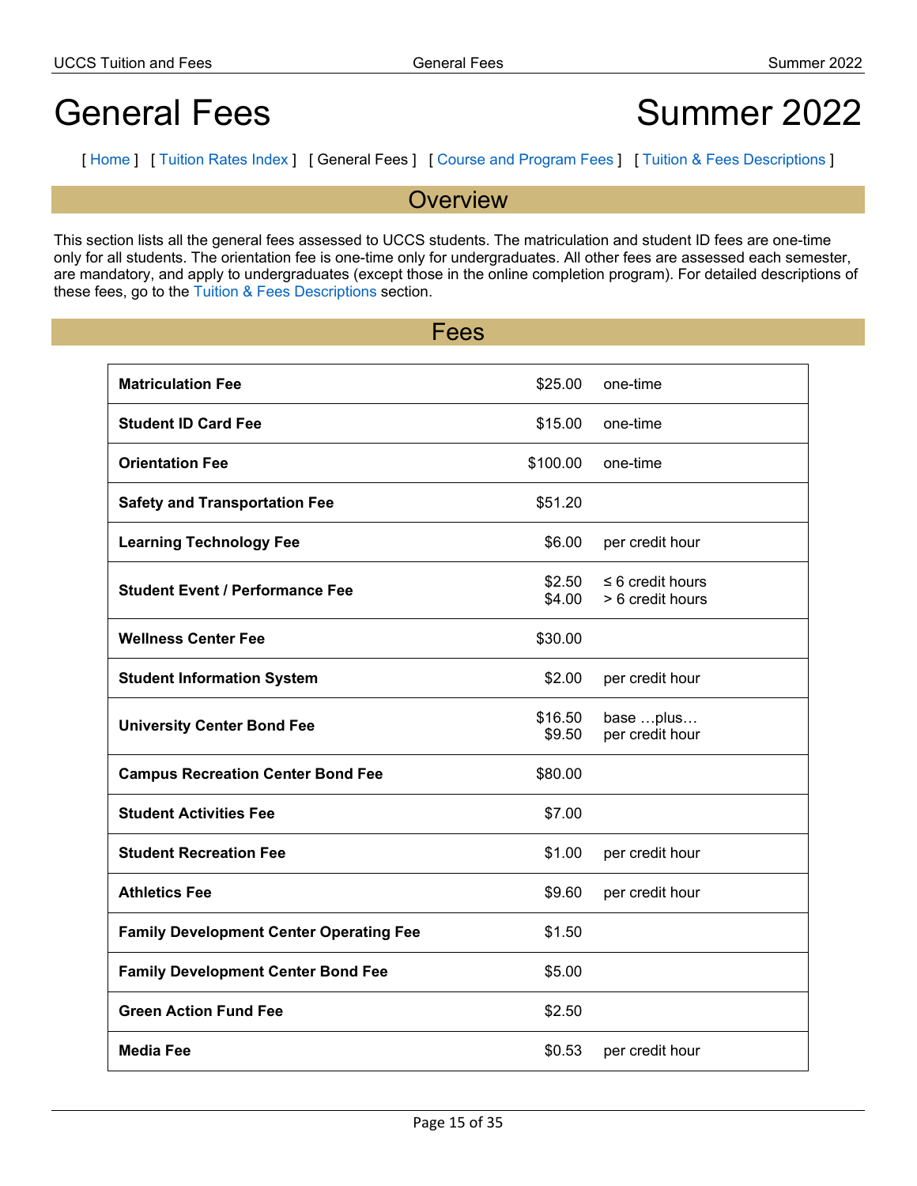# General Fees

# Summer 2022

[ Home ] [ Tuition Rates Index ] [ General Fees ] [ Course and Program Fees ] [ Tuition & Fees Descriptions ]

## Overview

This section lists all the general fees assessed to UCCS students. The matriculation and student ID fees are one-time only for all students. The orientation fee is one-time only for undergraduates. All other fees are assessed each semester, are mandatory, and apply to undergraduates (except those in the online completion program). For detailed descriptions of these fees, go to the Tuition & Fees Descriptions section.

## Fees

| Fee | Amount | Basis |
|---|---|---|
| **Matriculation Fee** | $25.00 | one-time |
| **Student ID Card Fee** | $15.00 | one-time |
| **Orientation Fee** | $100.00 | one-time |
| **Safety and Transportation Fee** | $51.20 | |
| **Learning Technology Fee** | $6.00 | per credit hour |
| **Student Event / Performance Fee** | $2.50<br>$4.00 | ≤ 6 credit hours<br>> 6 credit hours |
| **Wellness Center Fee** | $30.00 | |
| **Student Information System** | $2.00 | per credit hour |
| **University Center Bond Fee** | $16.50<br>$9.50 | base …plus…<br>per credit hour |
| **Campus Recreation Center Bond Fee** | $80.00 | |
| **Student Activities Fee** | $7.00 | |
| **Student Recreation Fee** | $1.00 | per credit hour |
| **Athletics Fee** | $9.60 | per credit hour |
| **Family Development Center Operating Fee** | $1.50 | |
| **Family Development Center Bond Fee** | $5.00 | |
| **Green Action Fund Fee** | $2.50 | |
| **Media Fee** | $0.53 | per credit hour |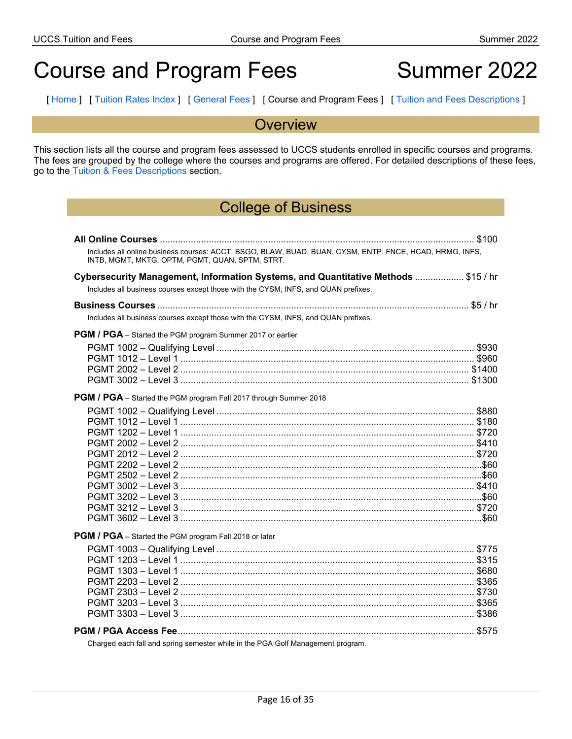# Course and Program Fees Summer 2022

[ Home ] [ Tuition Rates Index ] [ General Fees ] [ Course and Program Fees ] [ Tuition and Fees Descriptions ]

## Overview

This section lists all the course and program fees assessed to UCCS students enrolled in specific courses and programs. The fees are grouped by the college where the courses and programs are offered. For detailed descriptions of these fees, go to the Tuition & Fees Descriptions section.

## College of Business

**All Online Courses** ........................................ $100

Includes all online business courses: ACCT, BSGO, BLAW, BUAD, BUAN, CYSM, ENTP, FNCE, HCAD, HRMG, INFS, INTB, MGMT, MKTG, OPTM, PGMT, QUAN, SPTM, STRT.

**Cybersecurity Management, Information Systems, and Quantitative Methods** .................. $15 / hr

Includes all business courses except those with the CYSM, INFS, and QUAN prefixes.

**Business Courses** ........................................ $5 / hr

Includes all business courses except those with the CYSM, INFS, and QUAN prefixes.

**PGM / PGA** – Started the PGM program Summer 2017 or earlier

| Course | Fee |
|---|---|
| PGMT 1002 – Qualifying Level | $930 |
| PGMT 1012 – Level 1 | $960 |
| PGMT 2002 – Level 2 | $1400 |
| PGMT 3002 – Level 3 | $1300 |

**PGM / PGA** – Started the PGM program Fall 2017 through Summer 2018

| Course | Fee |
|---|---|
| PGMT 1002 – Qualifying Level | $880 |
| PGMT 1012 – Level 1 | $180 |
| PGMT 1202 – Level 1 | $720 |
| PGMT 2002 – Level 2 | $410 |
| PGMT 2012 – Level 2 | $720 |
| PGMT 2202 – Level 2 | $60 |
| PGMT 2502 – Level 2 | $60 |
| PGMT 3002 – Level 3 | $410 |
| PGMT 3202 – Level 3 | $60 |
| PGMT 3212 – Level 3 | $720 |
| PGMT 3602 – Level 3 | $60 |

**PGM / PGA** – Started the PGM program Fall 2018 or later

| Course | Fee |
|---|---|
| PGMT 1003 – Qualifying Level | $775 |
| PGMT 1203 – Level 1 | $315 |
| PGMT 1303 – Level 1 | $680 |
| PGMT 2203 – Level 2 | $365 |
| PGMT 2303 – Level 2 | $730 |
| PGMT 3203 – Level 3 | $365 |
| PGMT 3303 – Level 3 | $386 |

**PGM / PGA Access Fee** ........................................ $575

Charged each fall and spring semester while in the PGA Golf Management program.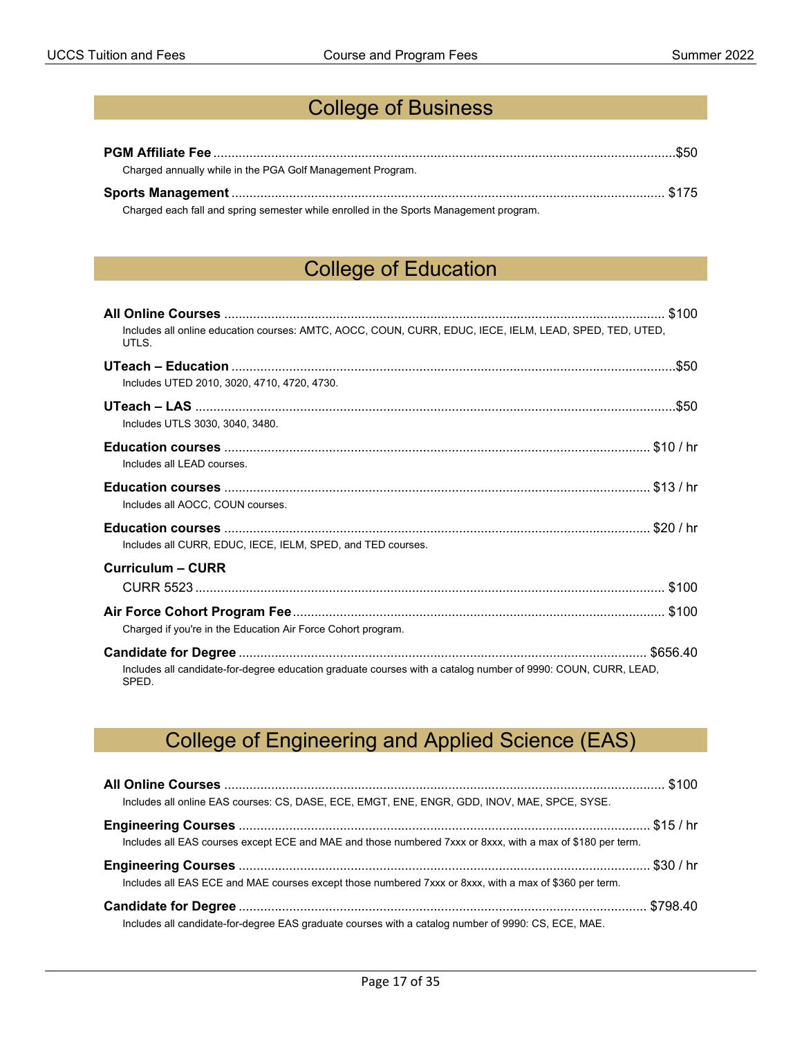## College of Business

**PGM Affiliate Fee** ..... $50

Charged annually while in the PGA Golf Management Program.

**Sports Management** ..... $175

Charged each fall and spring semester while enrolled in the Sports Management program.

## College of Education

**All Online Courses** ..... $100

Includes all online education courses: AMTC, AOCC, COUN, CURR, EDUC, IECE, IELM, LEAD, SPED, TED, UTED, UTLS.

**UTeach – Education** ..... $50

Includes UTED 2010, 3020, 4710, 4720, 4730.

**UTeach – LAS** ..... $50

Includes UTLS 3030, 3040, 3480.

**Education courses** ..... $10 / hr

Includes all LEAD courses.

**Education courses** ..... $13 / hr

Includes all AOCC, COUN courses.

**Education courses** ..... $20 / hr

Includes all CURR, EDUC, IECE, IELM, SPED, and TED courses.

**Curriculum – CURR**

CURR 5523 ..... $100

**Air Force Cohort Program Fee** ..... $100

Charged if you're in the Education Air Force Cohort program.

**Candidate for Degree** ..... $656.40

Includes all candidate-for-degree education graduate courses with a catalog number of 9990: COUN, CURR, LEAD, SPED.

## College of Engineering and Applied Science (EAS)

**All Online Courses** ..... $100

Includes all online EAS courses: CS, DASE, ECE, EMGT, ENE, ENGR, GDD, INOV, MAE, SPCE, SYSE.

**Engineering Courses** ..... $15 / hr

Includes all EAS courses except ECE and MAE and those numbered 7xxx or 8xxx, with a max of $180 per term.

**Engineering Courses** ..... $30 / hr

Includes all EAS ECE and MAE courses except those numbered 7xxx or 8xxx, with a max of $360 per term.

**Candidate for Degree** ..... $798.40

Includes all candidate-for-degree EAS graduate courses with a catalog number of 9990: CS, ECE, MAE.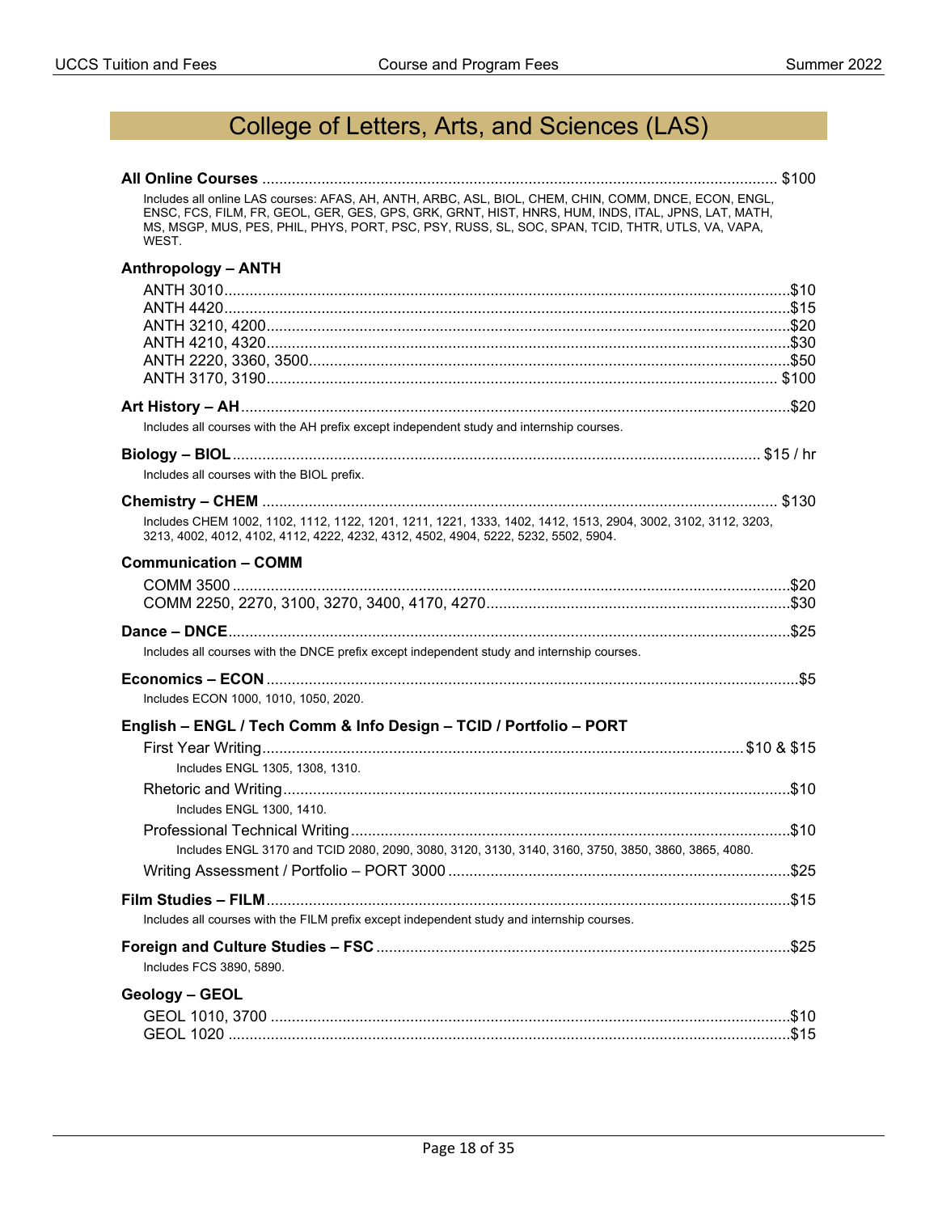# College of Letters, Arts, and Sciences (LAS)

**All Online Courses** ........ $100

Includes all online LAS courses: AFAS, AH, ANTH, ARBC, ASL, BIOL, CHEM, CHIN, COMM, DNCE, ECON, ENGL, ENSC, FCS, FILM, FR, GEOL, GER, GES, GPS, GRK, GRNT, HIST, HNRS, HUM, INDS, ITAL, JPNS, LAT, MATH, MS, MSGP, MUS, PES, PHIL, PHYS, PORT, PSC, PSY, RUSS, SL, SOC, SPAN, TCID, THTR, UTLS, VA, VAPA, WEST.

**Anthropology – ANTH**

- ANTH 3010 ........ $10
- ANTH 4420 ........ $15
- ANTH 3210, 4200 ........ $20
- ANTH 4210, 4320 ........ $30
- ANTH 2220, 3360, 3500 ........ $50
- ANTH 3170, 3190 ........ $100

**Art History – AH** ........ $20

Includes all courses with the AH prefix except independent study and internship courses.

**Biology – BIOL** ........ $15 / hr

Includes all courses with the BIOL prefix.

**Chemistry – CHEM** ........ $130

Includes CHEM 1002, 1102, 1112, 1122, 1201, 1211, 1221, 1333, 1402, 1412, 1513, 2904, 3002, 3102, 3112, 3203, 3213, 4002, 4012, 4102, 4112, 4222, 4232, 4312, 4502, 4904, 5222, 5232, 5502, 5904.

**Communication – COMM**

- COMM 3500 ........ $20
- COMM 2250, 2270, 3100, 3270, 3400, 4170, 4270 ........ $30

**Dance – DNCE** ........ $25

Includes all courses with the DNCE prefix except independent study and internship courses.

**Economics – ECON** ........ $5

Includes ECON 1000, 1010, 1050, 2020.

**English – ENGL / Tech Comm & Info Design – TCID / Portfolio – PORT**

- First Year Writing ........ $10 & $15
  - Includes ENGL 1305, 1308, 1310.
- Rhetoric and Writing ........ $10
  - Includes ENGL 1300, 1410.
- Professional Technical Writing ........ $10
  - Includes ENGL 3170 and TCID 2080, 2090, 3080, 3120, 3130, 3140, 3160, 3750, 3850, 3860, 3865, 4080.
- Writing Assessment / Portfolio – PORT 3000 ........ $25

**Film Studies – FILM** ........ $15

Includes all courses with the FILM prefix except independent study and internship courses.

**Foreign and Culture Studies – FSC** ........ $25

Includes FCS 3890, 5890.

**Geology – GEOL**

- GEOL 1010, 3700 ........ $10
- GEOL 1020 ........ $15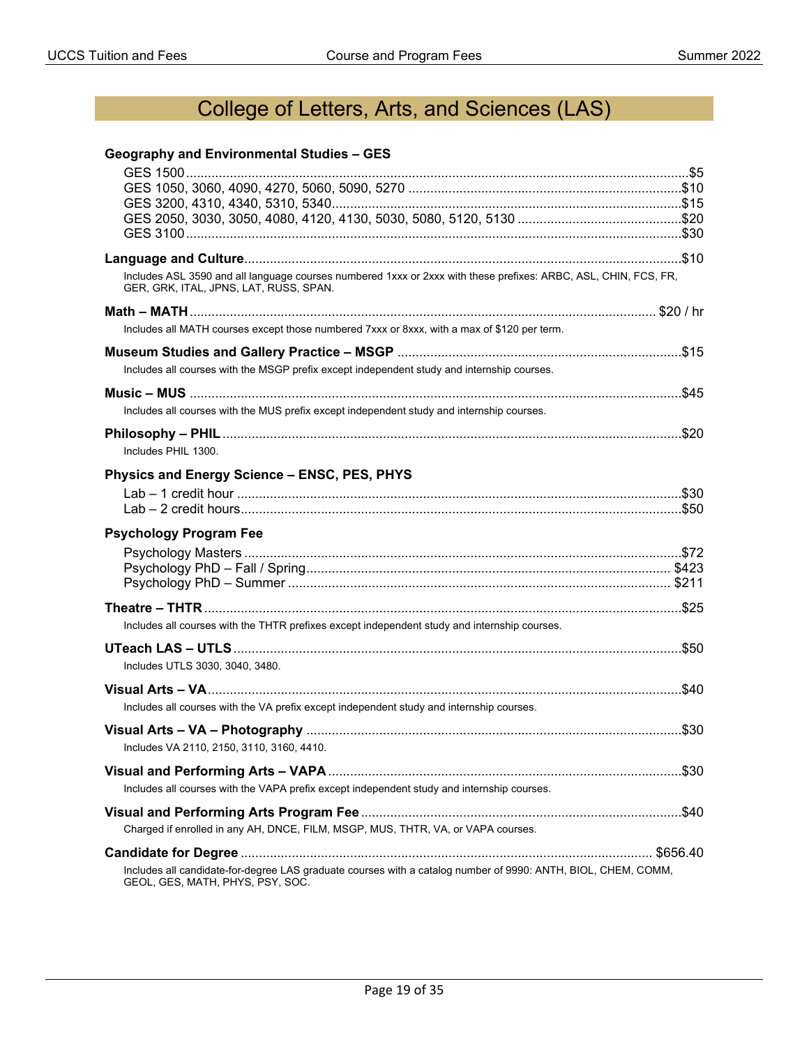# College of Letters, Arts, and Sciences (LAS)

**Geography and Environmental Studies – GES**

GES 1500 .......... $5
GES 1050, 3060, 4090, 4270, 5060, 5090, 5270 .......... $10
GES 3200, 4310, 4340, 5310, 5340 .......... $15
GES 2050, 3030, 3050, 4080, 4120, 4130, 5030, 5080, 5120, 5130 .......... $20
GES 3100 .......... $30

**Language and Culture** .......... $10

Includes ASL 3590 and all language courses numbered 1xxx or 2xxx with these prefixes: ARBC, ASL, CHIN, FCS, FR, GER, GRK, ITAL, JPNS, LAT, RUSS, SPAN.

**Math – MATH** .......... $20 / hr

Includes all MATH courses except those numbered 7xxx or 8xxx, with a max of $120 per term.

**Museum Studies and Gallery Practice – MSGP** .......... $15

Includes all courses with the MSGP prefix except independent study and internship courses.

**Music – MUS** .......... $45

Includes all courses with the MUS prefix except independent study and internship courses.

**Philosophy – PHIL** .......... $20

Includes PHIL 1300.

**Physics and Energy Science – ENSC, PES, PHYS**

Lab – 1 credit hour .......... $30
Lab – 2 credit hours .......... $50

**Psychology Program Fee**

Psychology Masters .......... $72
Psychology PhD – Fall / Spring .......... $423
Psychology PhD – Summer .......... $211

**Theatre – THTR** .......... $25

Includes all courses with the THTR prefixes except independent study and internship courses.

**UTeach LAS – UTLS** .......... $50

Includes UTLS 3030, 3040, 3480.

**Visual Arts – VA** .......... $40

Includes all courses with the VA prefix except independent study and internship courses.

**Visual Arts – VA – Photography** .......... $30

Includes VA 2110, 2150, 3110, 3160, 4410.

**Visual and Performing Arts – VAPA** .......... $30

Includes all courses with the VAPA prefix except independent study and internship courses.

**Visual and Performing Arts Program Fee** .......... $40

Charged if enrolled in any AH, DNCE, FILM, MSGP, MUS, THTR, VA, or VAPA courses.

**Candidate for Degree** .......... $656.40

Includes all candidate-for-degree LAS graduate courses with a catalog number of 9990: ANTH, BIOL, CHEM, COMM, GEOL, GES, MATH, PHYS, PSY, SOC.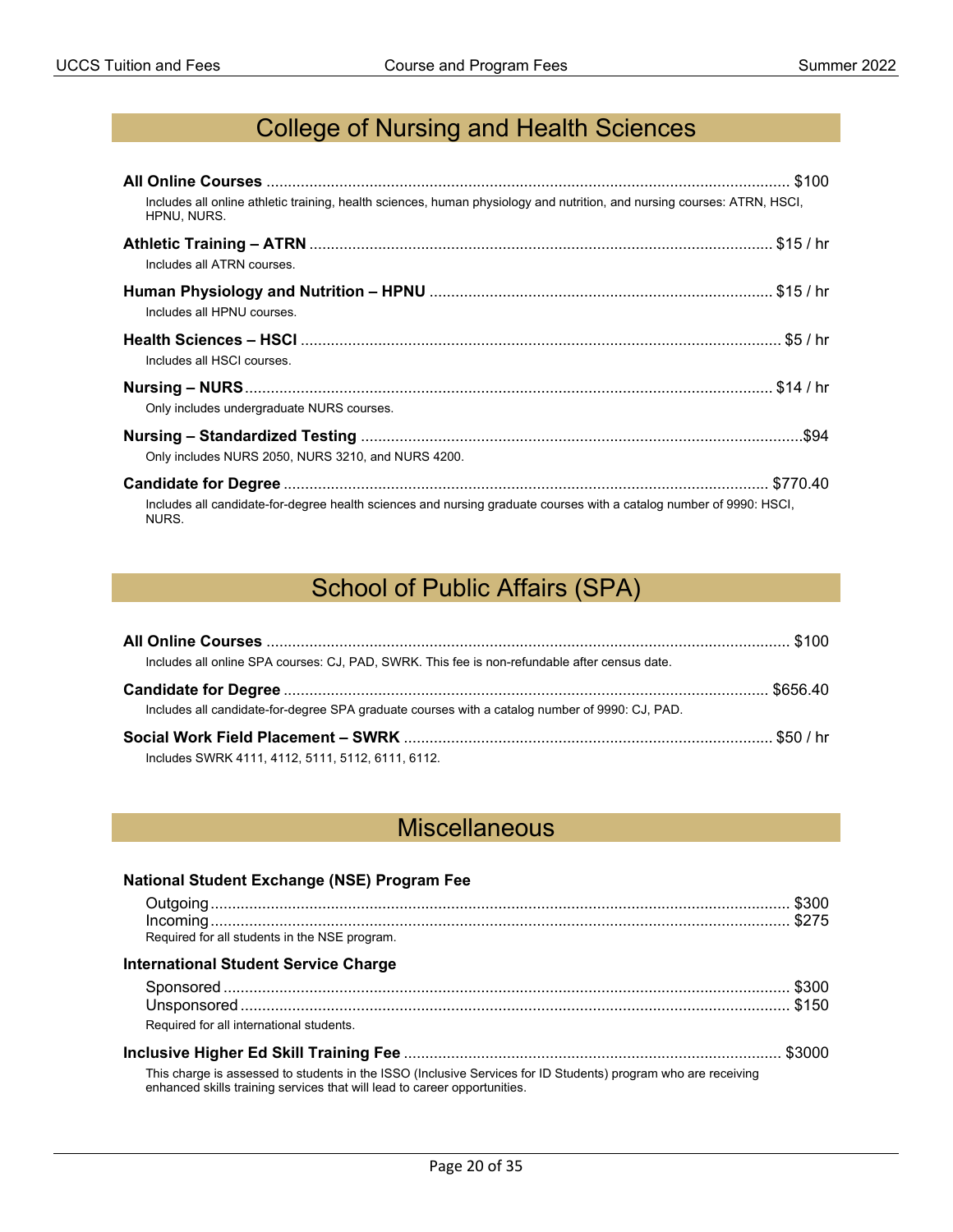## College of Nursing and Health Sciences

**All Online Courses** ........................................ $100

Includes all online athletic training, health sciences, human physiology and nutrition, and nursing courses: ATRN, HSCI, HPNU, NURS.

**Athletic Training – ATRN** ........................................ $15 / hr

Includes all ATRN courses.

**Human Physiology and Nutrition – HPNU** ........................................ $15 / hr

Includes all HPNU courses.

**Health Sciences – HSCI** ........................................ $5 / hr

Includes all HSCI courses.

**Nursing – NURS** ........................................ $14 / hr

Only includes undergraduate NURS courses.

**Nursing – Standardized Testing** ........................................ $94

Only includes NURS 2050, NURS 3210, and NURS 4200.

**Candidate for Degree** ........................................ $770.40

Includes all candidate-for-degree health sciences and nursing graduate courses with a catalog number of 9990: HSCI, NURS.

## School of Public Affairs (SPA)

**All Online Courses** ........................................ $100

Includes all online SPA courses: CJ, PAD, SWRK. This fee is non-refundable after census date.

**Candidate for Degree** ........................................ $656.40

Includes all candidate-for-degree SPA graduate courses with a catalog number of 9990: CJ, PAD.

**Social Work Field Placement – SWRK** ........................................ $50 / hr

Includes SWRK 4111, 4112, 5111, 5112, 6111, 6112.

## Miscellaneous

**National Student Exchange (NSE) Program Fee**

Outgoing ........................................ $300
Incoming ........................................ $275

Required for all students in the NSE program.

**International Student Service Charge**

Sponsored ........................................ $300
Unsponsored ........................................ $150

Required for all international students.

**Inclusive Higher Ed Skill Training Fee** ........................................ $3000

This charge is assessed to students in the ISSO (Inclusive Services for ID Students) program who are receiving enhanced skills training services that will lead to career opportunities.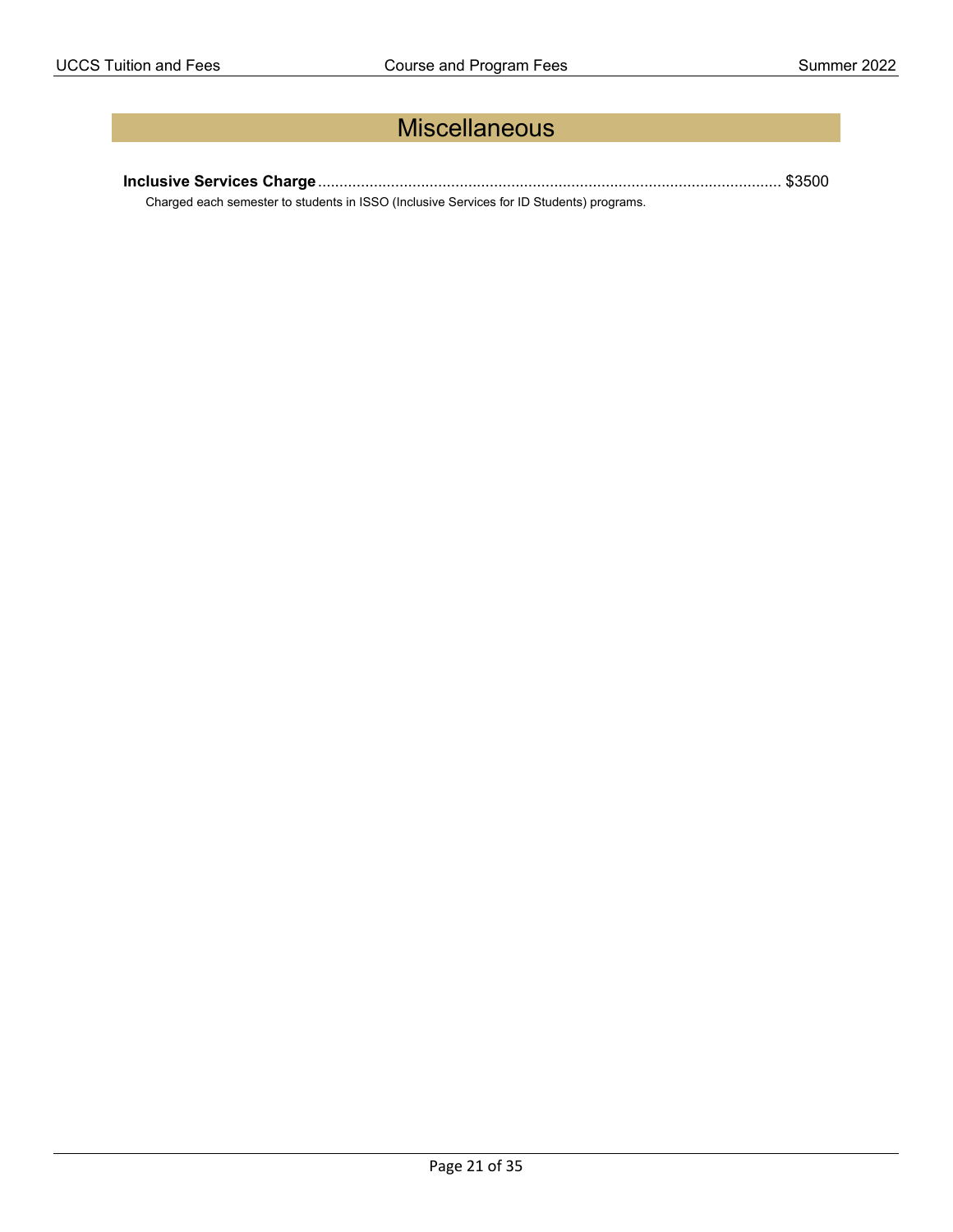# Miscellaneous

**Inclusive Services Charge** ........................................................................................................... $3500

Charged each semester to students in ISSO (Inclusive Services for ID Students) programs.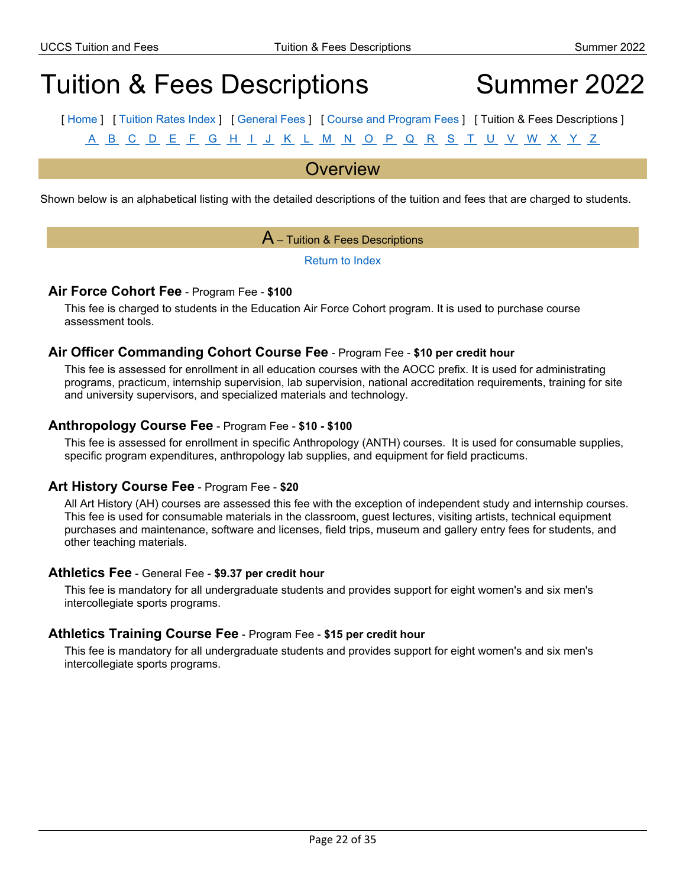# Tuition & Fees Descriptions Summer 2022

[ Home ] [ Tuition Rates Index ] [ General Fees ] [ Course and Program Fees ] [ Tuition & Fees Descriptions ]

A B C D E F G H I J K L M N O P Q R S T U V W X Y Z

## Overview

Shown below is an alphabetical listing with the detailed descriptions of the tuition and fees that are charged to students.

## A – Tuition & Fees Descriptions

Return to Index

### Air Force Cohort Fee - Program Fee - **$100**

This fee is charged to students in the Education Air Force Cohort program. It is used to purchase course assessment tools.

### Air Officer Commanding Cohort Course Fee - Program Fee - **$10 per credit hour**

This fee is assessed for enrollment in all education courses with the AOCC prefix. It is used for administrating programs, practicum, internship supervision, lab supervision, national accreditation requirements, training for site and university supervisors, and specialized materials and technology.

### Anthropology Course Fee - Program Fee - **$10 - $100**

This fee is assessed for enrollment in specific Anthropology (ANTH) courses. It is used for consumable supplies, specific program expenditures, anthropology lab supplies, and equipment for field practicums.

### Art History Course Fee - Program Fee - **$20**

All Art History (AH) courses are assessed this fee with the exception of independent study and internship courses. This fee is used for consumable materials in the classroom, guest lectures, visiting artists, technical equipment purchases and maintenance, software and licenses, field trips, museum and gallery entry fees for students, and other teaching materials.

### Athletics Fee - General Fee - **$9.37 per credit hour**

This fee is mandatory for all undergraduate students and provides support for eight women's and six men's intercollegiate sports programs.

### Athletics Training Course Fee - Program Fee - **$15 per credit hour**

This fee is mandatory for all undergraduate students and provides support for eight women's and six men's intercollegiate sports programs.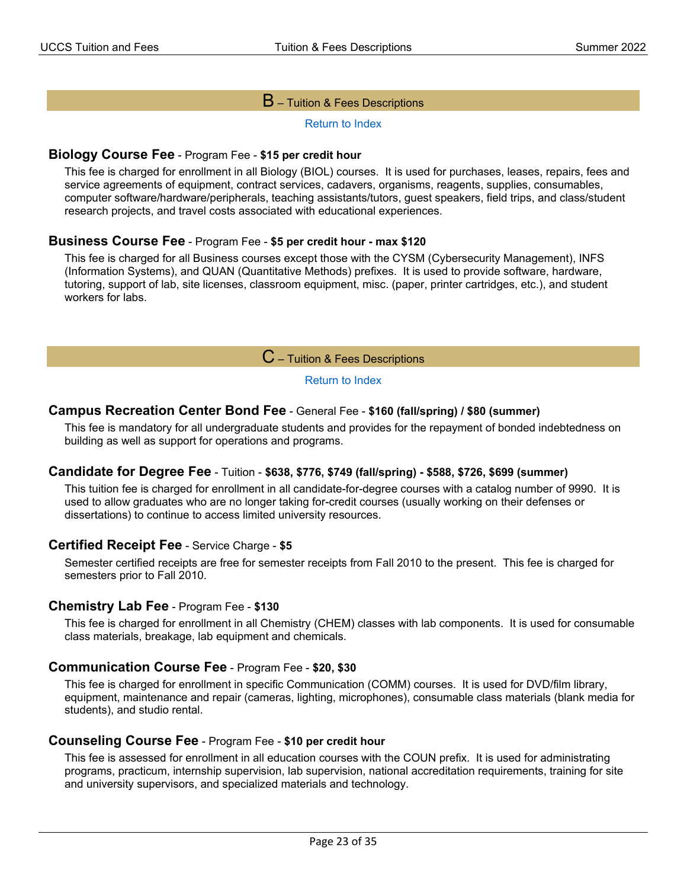## B – Tuition & Fees Descriptions

Return to Index

### Biology Course Fee - Program Fee - **$15 per credit hour**

This fee is charged for enrollment in all Biology (BIOL) courses. It is used for purchases, leases, repairs, fees and service agreements of equipment, contract services, cadavers, organisms, reagents, supplies, consumables, computer software/hardware/peripherals, teaching assistants/tutors, guest speakers, field trips, and class/student research projects, and travel costs associated with educational experiences.

### Business Course Fee - Program Fee - **$5 per credit hour - max $120**

This fee is charged for all Business courses except those with the CYSM (Cybersecurity Management), INFS (Information Systems), and QUAN (Quantitative Methods) prefixes. It is used to provide software, hardware, tutoring, support of lab, site licenses, classroom equipment, misc. (paper, printer cartridges, etc.), and student workers for labs.

## C – Tuition & Fees Descriptions

Return to Index

### Campus Recreation Center Bond Fee - General Fee - **$160 (fall/spring) / $80 (summer)**

This fee is mandatory for all undergraduate students and provides for the repayment of bonded indebtedness on building as well as support for operations and programs.

### Candidate for Degree Fee - Tuition - **$638, $776, $749 (fall/spring) - $588, $726, $699 (summer)**

This tuition fee is charged for enrollment in all candidate-for-degree courses with a catalog number of 9990. It is used to allow graduates who are no longer taking for-credit courses (usually working on their defenses or dissertations) to continue to access limited university resources.

### Certified Receipt Fee - Service Charge - **$5**

Semester certified receipts are free for semester receipts from Fall 2010 to the present. This fee is charged for semesters prior to Fall 2010.

### Chemistry Lab Fee - Program Fee - **$130**

This fee is charged for enrollment in all Chemistry (CHEM) classes with lab components. It is used for consumable class materials, breakage, lab equipment and chemicals.

### Communication Course Fee - Program Fee - **$20, $30**

This fee is charged for enrollment in specific Communication (COMM) courses. It is used for DVD/film library, equipment, maintenance and repair (cameras, lighting, microphones), consumable class materials (blank media for students), and studio rental.

### Counseling Course Fee - Program Fee - **$10 per credit hour**

This fee is assessed for enrollment in all education courses with the COUN prefix. It is used for administrating programs, practicum, internship supervision, lab supervision, national accreditation requirements, training for site and university supervisors, and specialized materials and technology.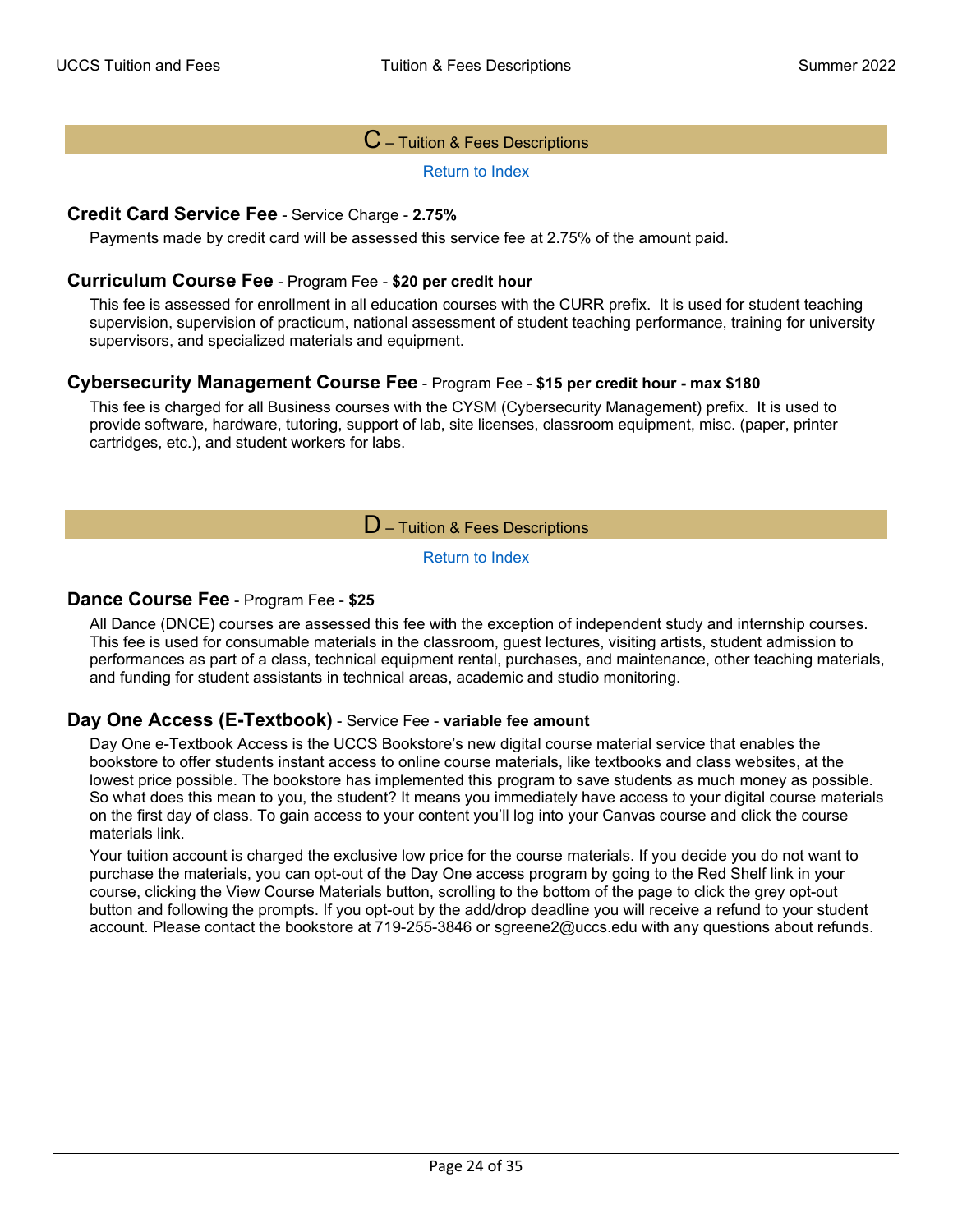## C – Tuition & Fees Descriptions

Return to Index

### Credit Card Service Fee - Service Charge - **2.75%**

Payments made by credit card will be assessed this service fee at 2.75% of the amount paid.

### Curriculum Course Fee - Program Fee - **$20 per credit hour**

This fee is assessed for enrollment in all education courses with the CURR prefix. It is used for student teaching supervision, supervision of practicum, national assessment of student teaching performance, training for university supervisors, and specialized materials and equipment.

### Cybersecurity Management Course Fee - Program Fee - **$15 per credit hour - max $180**

This fee is charged for all Business courses with the CYSM (Cybersecurity Management) prefix. It is used to provide software, hardware, tutoring, support of lab, site licenses, classroom equipment, misc. (paper, printer cartridges, etc.), and student workers for labs.

## D – Tuition & Fees Descriptions

Return to Index

### Dance Course Fee - Program Fee - **$25**

All Dance (DNCE) courses are assessed this fee with the exception of independent study and internship courses. This fee is used for consumable materials in the classroom, guest lectures, visiting artists, student admission to performances as part of a class, technical equipment rental, purchases, and maintenance, other teaching materials, and funding for student assistants in technical areas, academic and studio monitoring.

### Day One Access (E-Textbook) - Service Fee - **variable fee amount**

Day One e-Textbook Access is the UCCS Bookstore's new digital course material service that enables the bookstore to offer students instant access to online course materials, like textbooks and class websites, at the lowest price possible. The bookstore has implemented this program to save students as much money as possible. So what does this mean to you, the student? It means you immediately have access to your digital course materials on the first day of class. To gain access to your content you'll log into your Canvas course and click the course materials link.

Your tuition account is charged the exclusive low price for the course materials. If you decide you do not want to purchase the materials, you can opt-out of the Day One access program by going to the Red Shelf link in your course, clicking the View Course Materials button, scrolling to the bottom of the page to click the grey opt-out button and following the prompts. If you opt-out by the add/drop deadline you will receive a refund to your student account. Please contact the bookstore at 719-255-3846 or sgreene2@uccs.edu with any questions about refunds.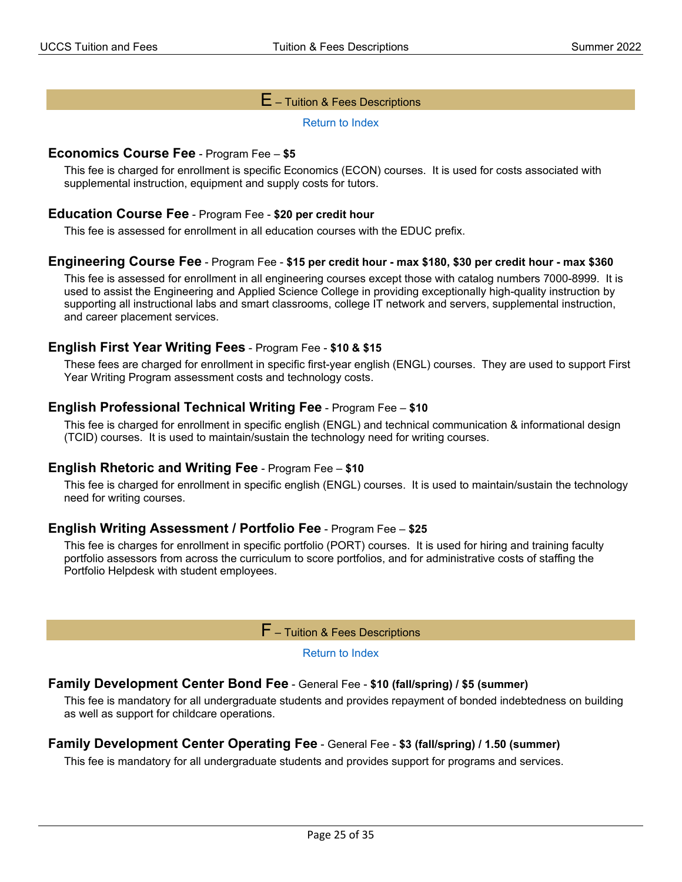## E – Tuition & Fees Descriptions

Return to Index

### Economics Course Fee - Program Fee – **$5**

This fee is charged for enrollment is specific Economics (ECON) courses. It is used for costs associated with supplemental instruction, equipment and supply costs for tutors.

### Education Course Fee - Program Fee - **$20 per credit hour**

This fee is assessed for enrollment in all education courses with the EDUC prefix.

### Engineering Course Fee - Program Fee - **$15 per credit hour - max $180, $30 per credit hour - max $360**

This fee is assessed for enrollment in all engineering courses except those with catalog numbers 7000-8999. It is used to assist the Engineering and Applied Science College in providing exceptionally high-quality instruction by supporting all instructional labs and smart classrooms, college IT network and servers, supplemental instruction, and career placement services.

### English First Year Writing Fees - Program Fee - **$10 & $15**

These fees are charged for enrollment in specific first-year english (ENGL) courses. They are used to support First Year Writing Program assessment costs and technology costs.

### English Professional Technical Writing Fee - Program Fee – **$10**

This fee is charged for enrollment in specific english (ENGL) and technical communication & informational design (TCID) courses. It is used to maintain/sustain the technology need for writing courses.

### English Rhetoric and Writing Fee - Program Fee – **$10**

This fee is charged for enrollment in specific english (ENGL) courses. It is used to maintain/sustain the technology need for writing courses.

### English Writing Assessment / Portfolio Fee - Program Fee – **$25**

This fee is charges for enrollment in specific portfolio (PORT) courses. It is used for hiring and training faculty portfolio assessors from across the curriculum to score portfolios, and for administrative costs of staffing the Portfolio Helpdesk with student employees.

## F – Tuition & Fees Descriptions

Return to Index

### Family Development Center Bond Fee - General Fee - **$10 (fall/spring) / $5 (summer)**

This fee is mandatory for all undergraduate students and provides repayment of bonded indebtedness on building as well as support for childcare operations.

### Family Development Center Operating Fee - General Fee - **$3 (fall/spring) / 1.50 (summer)**

This fee is mandatory for all undergraduate students and provides support for programs and services.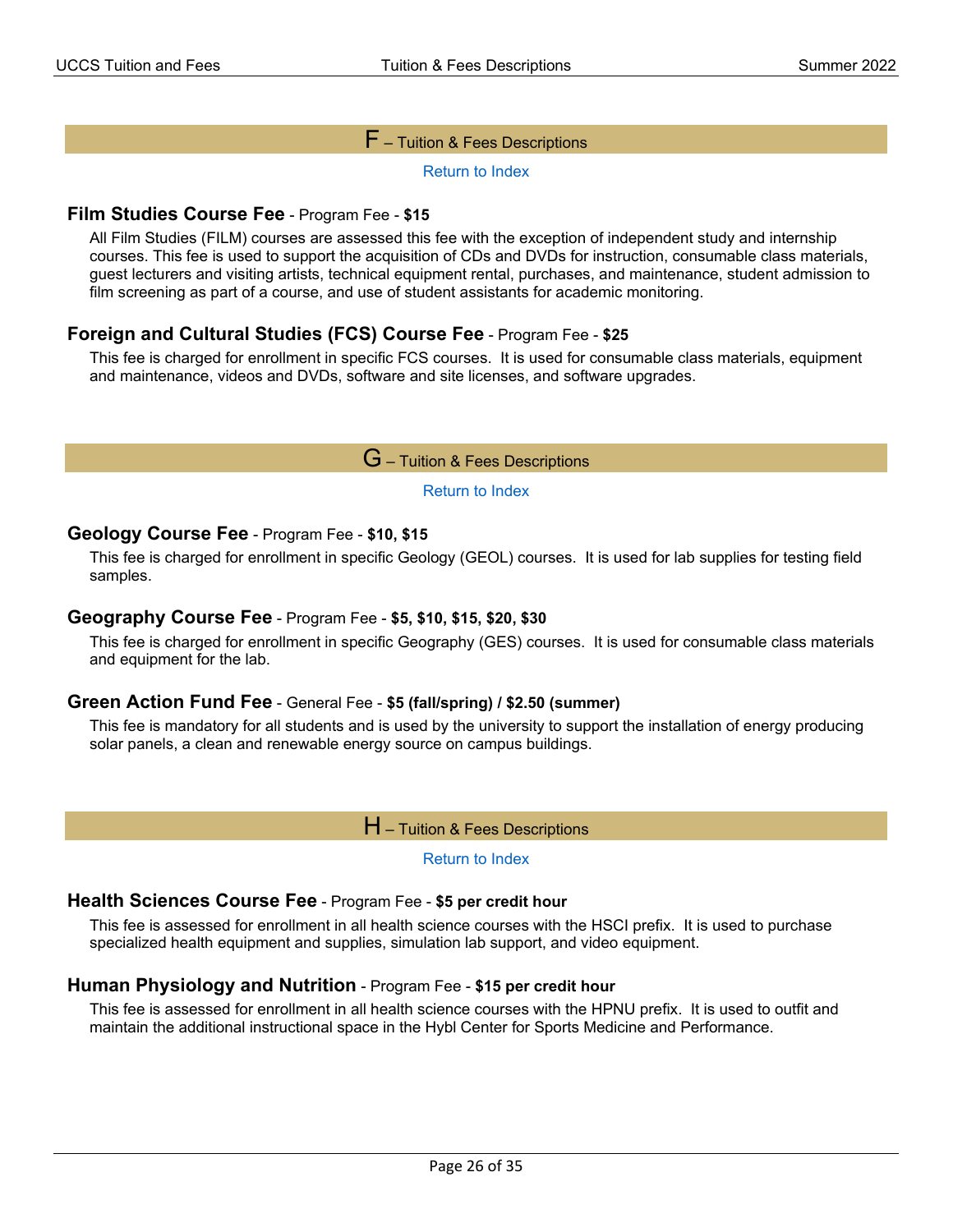## F – Tuition & Fees Descriptions

Return to Index

### Film Studies Course Fee - Program Fee - **$15**

All Film Studies (FILM) courses are assessed this fee with the exception of independent study and internship courses. This fee is used to support the acquisition of CDs and DVDs for instruction, consumable class materials, guest lecturers and visiting artists, technical equipment rental, purchases, and maintenance, student admission to film screening as part of a course, and use of student assistants for academic monitoring.

### Foreign and Cultural Studies (FCS) Course Fee - Program Fee - **$25**

This fee is charged for enrollment in specific FCS courses. It is used for consumable class materials, equipment and maintenance, videos and DVDs, software and site licenses, and software upgrades.

## G – Tuition & Fees Descriptions

Return to Index

### Geology Course Fee - Program Fee - **$10, $15**

This fee is charged for enrollment in specific Geology (GEOL) courses. It is used for lab supplies for testing field samples.

### Geography Course Fee - Program Fee - **$5, $10, $15, $20, $30**

This fee is charged for enrollment in specific Geography (GES) courses. It is used for consumable class materials and equipment for the lab.

### Green Action Fund Fee - General Fee - **$5 (fall/spring) / $2.50 (summer)**

This fee is mandatory for all students and is used by the university to support the installation of energy producing solar panels, a clean and renewable energy source on campus buildings.

## H – Tuition & Fees Descriptions

Return to Index

### Health Sciences Course Fee - Program Fee - **$5 per credit hour**

This fee is assessed for enrollment in all health science courses with the HSCI prefix. It is used to purchase specialized health equipment and supplies, simulation lab support, and video equipment.

### Human Physiology and Nutrition - Program Fee - **$15 per credit hour**

This fee is assessed for enrollment in all health science courses with the HPNU prefix. It is used to outfit and maintain the additional instructional space in the Hybl Center for Sports Medicine and Performance.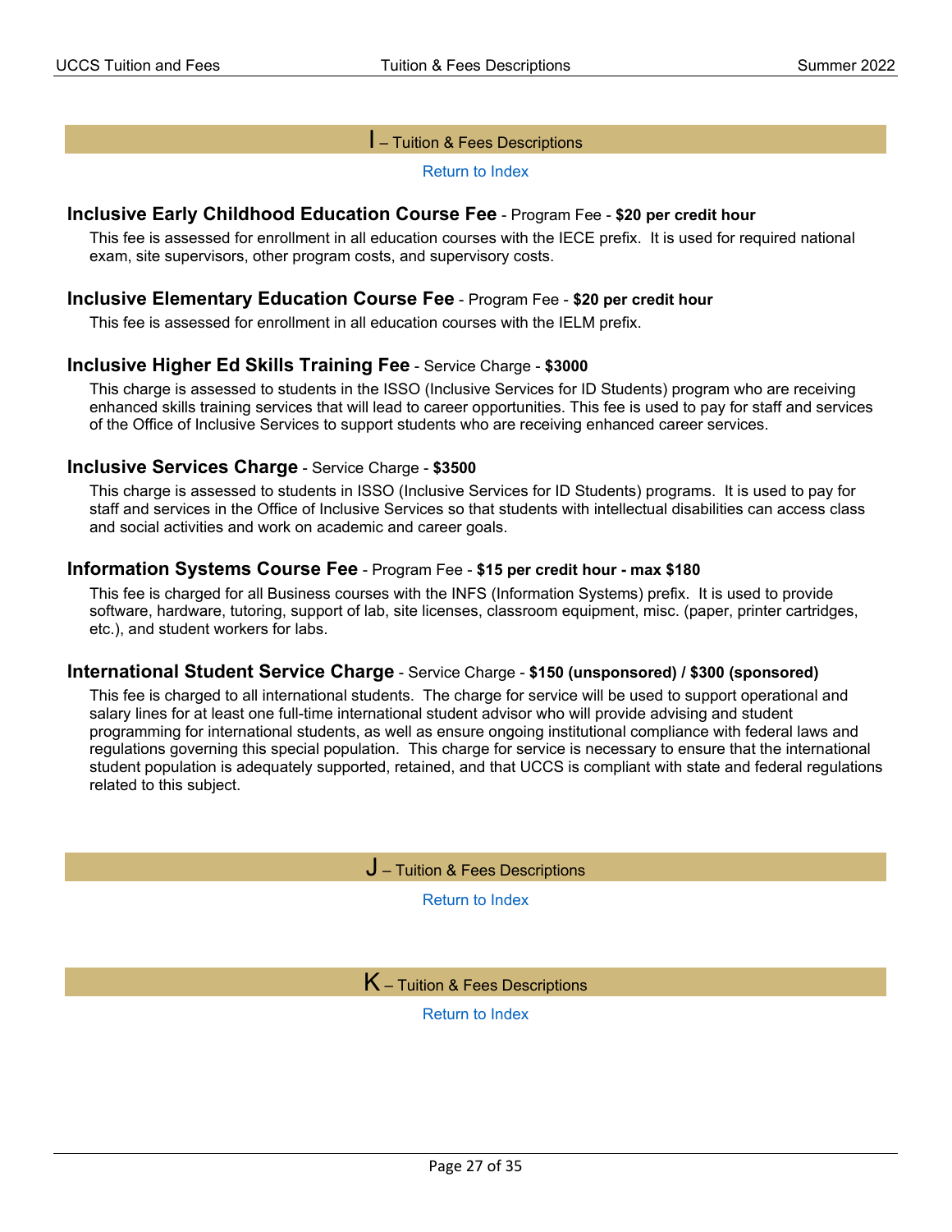## I – Tuition & Fees Descriptions

Return to Index

### Inclusive Early Childhood Education Course Fee - Program Fee - **$20 per credit hour**

This fee is assessed for enrollment in all education courses with the IECE prefix. It is used for required national exam, site supervisors, other program costs, and supervisory costs.

### Inclusive Elementary Education Course Fee - Program Fee - **$20 per credit hour**

This fee is assessed for enrollment in all education courses with the IELM prefix.

### Inclusive Higher Ed Skills Training Fee - Service Charge - **$3000**

This charge is assessed to students in the ISSO (Inclusive Services for ID Students) program who are receiving enhanced skills training services that will lead to career opportunities. This fee is used to pay for staff and services of the Office of Inclusive Services to support students who are receiving enhanced career services.

### Inclusive Services Charge - Service Charge - **$3500**

This charge is assessed to students in ISSO (Inclusive Services for ID Students) programs. It is used to pay for staff and services in the Office of Inclusive Services so that students with intellectual disabilities can access class and social activities and work on academic and career goals.

### Information Systems Course Fee - Program Fee - **$15 per credit hour - max $180**

This fee is charged for all Business courses with the INFS (Information Systems) prefix. It is used to provide software, hardware, tutoring, support of lab, site licenses, classroom equipment, misc. (paper, printer cartridges, etc.), and student workers for labs.

### International Student Service Charge - Service Charge - **$150 (unsponsored) / $300 (sponsored)**

This fee is charged to all international students. The charge for service will be used to support operational and salary lines for at least one full-time international student advisor who will provide advising and student programming for international students, as well as ensure ongoing institutional compliance with federal laws and regulations governing this special population. This charge for service is necessary to ensure that the international student population is adequately supported, retained, and that UCCS is compliant with state and federal regulations related to this subject.

## J – Tuition & Fees Descriptions

Return to Index

## K – Tuition & Fees Descriptions

Return to Index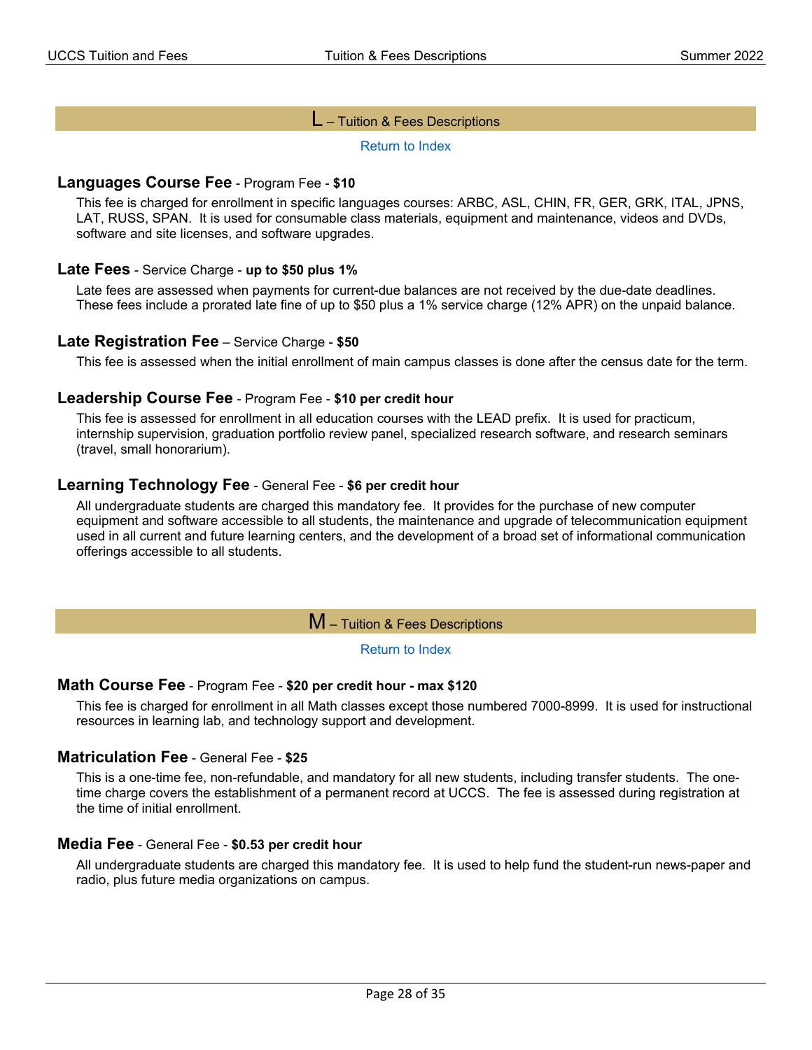## L – Tuition & Fees Descriptions

Return to Index

### Languages Course Fee - Program Fee - **$10**

This fee is charged for enrollment in specific languages courses: ARBC, ASL, CHIN, FR, GER, GRK, ITAL, JPNS, LAT, RUSS, SPAN. It is used for consumable class materials, equipment and maintenance, videos and DVDs, software and site licenses, and software upgrades.

### Late Fees - Service Charge - **up to $50 plus 1%**

Late fees are assessed when payments for current-due balances are not received by the due-date deadlines. These fees include a prorated late fine of up to $50 plus a 1% service charge (12% APR) on the unpaid balance.

### Late Registration Fee – Service Charge - **$50**

This fee is assessed when the initial enrollment of main campus classes is done after the census date for the term.

### Leadership Course Fee - Program Fee - **$10 per credit hour**

This fee is assessed for enrollment in all education courses with the LEAD prefix. It is used for practicum, internship supervision, graduation portfolio review panel, specialized research software, and research seminars (travel, small honorarium).

### Learning Technology Fee - General Fee - **$6 per credit hour**

All undergraduate students are charged this mandatory fee. It provides for the purchase of new computer equipment and software accessible to all students, the maintenance and upgrade of telecommunication equipment used in all current and future learning centers, and the development of a broad set of informational communication offerings accessible to all students.

## M – Tuition & Fees Descriptions

Return to Index

### Math Course Fee - Program Fee - **$20 per credit hour - max $120**

This fee is charged for enrollment in all Math classes except those numbered 7000-8999. It is used for instructional resources in learning lab, and technology support and development.

### Matriculation Fee - General Fee - **$25**

This is a one-time fee, non-refundable, and mandatory for all new students, including transfer students. The one-time charge covers the establishment of a permanent record at UCCS. The fee is assessed during registration at the time of initial enrollment.

### Media Fee - General Fee - **$0.53 per credit hour**

All undergraduate students are charged this mandatory fee. It is used to help fund the student-run news-paper and radio, plus future media organizations on campus.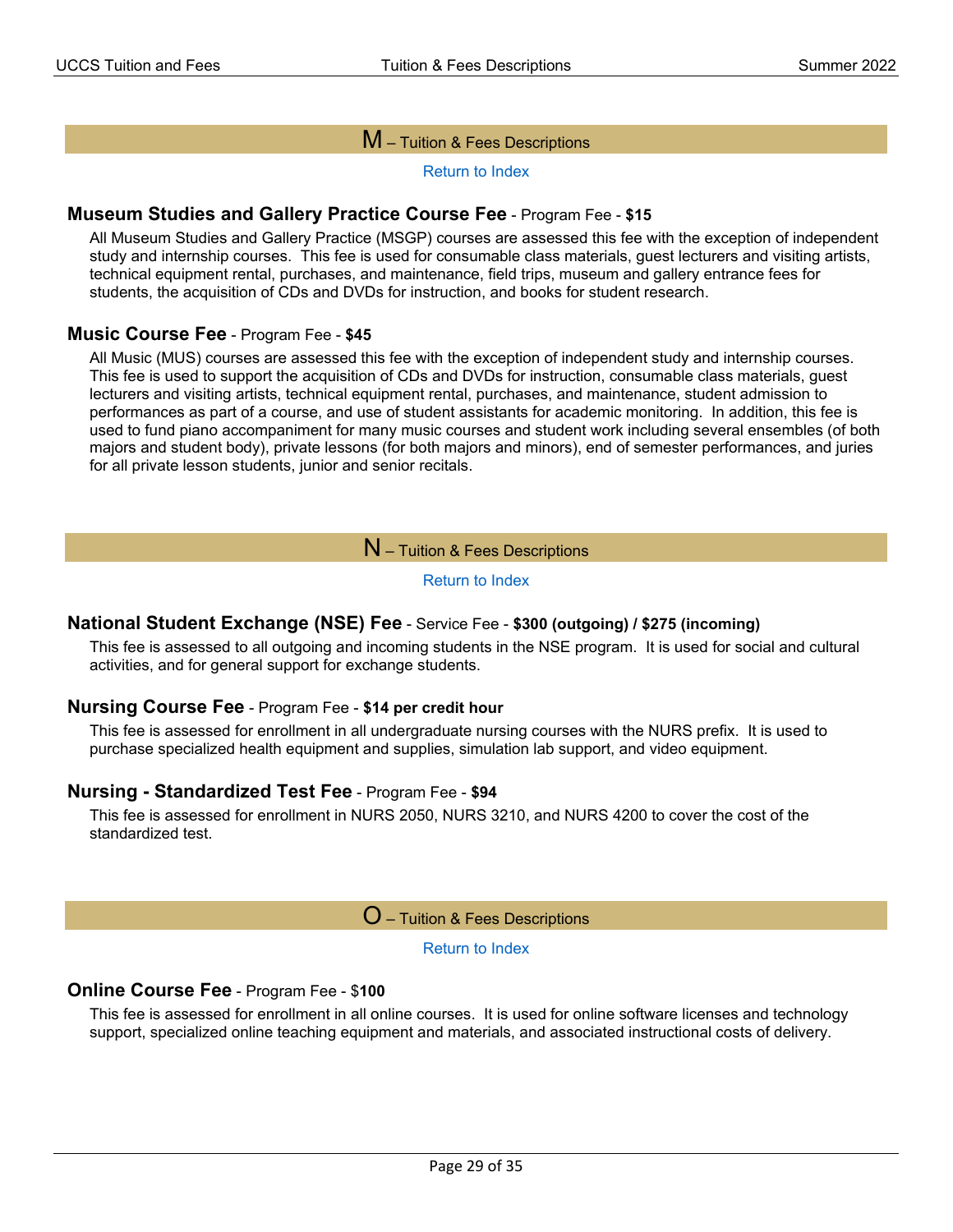## M – Tuition & Fees Descriptions

Return to Index

### Museum Studies and Gallery Practice Course Fee - Program Fee - **$15**

All Museum Studies and Gallery Practice (MSGP) courses are assessed this fee with the exception of independent study and internship courses. This fee is used for consumable class materials, guest lecturers and visiting artists, technical equipment rental, purchases, and maintenance, field trips, museum and gallery entrance fees for students, the acquisition of CDs and DVDs for instruction, and books for student research.

### Music Course Fee - Program Fee - **$45**

All Music (MUS) courses are assessed this fee with the exception of independent study and internship courses. This fee is used to support the acquisition of CDs and DVDs for instruction, consumable class materials, guest lecturers and visiting artists, technical equipment rental, purchases, and maintenance, student admission to performances as part of a course, and use of student assistants for academic monitoring. In addition, this fee is used to fund piano accompaniment for many music courses and student work including several ensembles (of both majors and student body), private lessons (for both majors and minors), end of semester performances, and juries for all private lesson students, junior and senior recitals.

## N – Tuition & Fees Descriptions

Return to Index

### National Student Exchange (NSE) Fee - Service Fee - **$300 (outgoing) / $275 (incoming)**

This fee is assessed to all outgoing and incoming students in the NSE program. It is used for social and cultural activities, and for general support for exchange students.

### Nursing Course Fee - Program Fee - **$14 per credit hour**

This fee is assessed for enrollment in all undergraduate nursing courses with the NURS prefix. It is used to purchase specialized health equipment and supplies, simulation lab support, and video equipment.

### Nursing - Standardized Test Fee - Program Fee - **$94**

This fee is assessed for enrollment in NURS 2050, NURS 3210, and NURS 4200 to cover the cost of the standardized test.

## O – Tuition & Fees Descriptions

Return to Index

### Online Course Fee - Program Fee - $**100**

This fee is assessed for enrollment in all online courses. It is used for online software licenses and technology support, specialized online teaching equipment and materials, and associated instructional costs of delivery.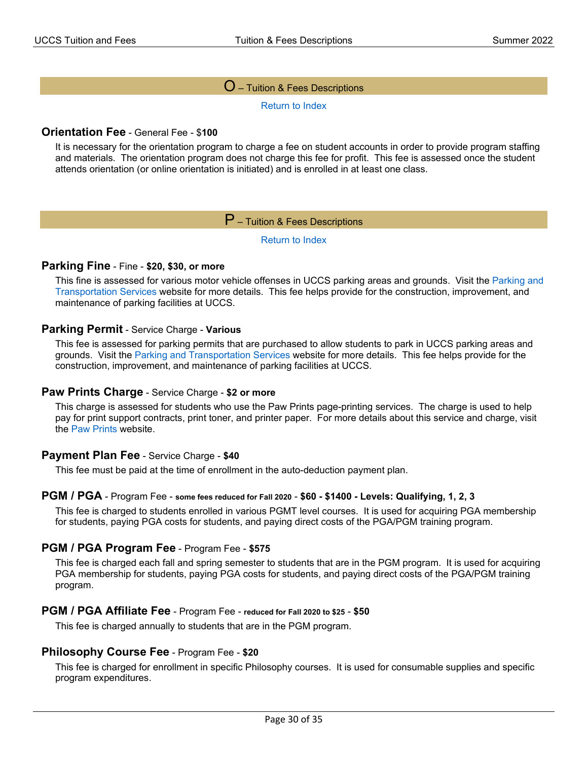## O – Tuition & Fees Descriptions

Return to Index

### Orientation Fee - General Fee - $**100**

It is necessary for the orientation program to charge a fee on student accounts in order to provide program staffing and materials. The orientation program does not charge this fee for profit. This fee is assessed once the student attends orientation (or online orientation is initiated) and is enrolled in at least one class.

## P – Tuition & Fees Descriptions

Return to Index

### Parking Fine - Fine - **$20, $30, or more**

This fine is assessed for various motor vehicle offenses in UCCS parking areas and grounds. Visit the Parking and Transportation Services website for more details. This fee helps provide for the construction, improvement, and maintenance of parking facilities at UCCS.

### Parking Permit - Service Charge - **Various**

This fee is assessed for parking permits that are purchased to allow students to park in UCCS parking areas and grounds. Visit the Parking and Transportation Services website for more details. This fee helps provide for the construction, improvement, and maintenance of parking facilities at UCCS.

### Paw Prints Charge - Service Charge - **$2 or more**

This charge is assessed for students who use the Paw Prints page-printing services. The charge is used to help pay for print support contracts, print toner, and printer paper. For more details about this service and charge, visit the Paw Prints website.

### Payment Plan Fee - Service Charge - **$40**

This fee must be paid at the time of enrollment in the auto-deduction payment plan.

### PGM / PGA - Program Fee - **some fees reduced for Fall 2020** - **$60 - $1400 - Levels: Qualifying, 1, 2, 3**

This fee is charged to students enrolled in various PGMT level courses. It is used for acquiring PGA membership for students, paying PGA costs for students, and paying direct costs of the PGA/PGM training program.

### PGM / PGA Program Fee - Program Fee - **$575**

This fee is charged each fall and spring semester to students that are in the PGM program. It is used for acquiring PGA membership for students, paying PGA costs for students, and paying direct costs of the PGA/PGM training program.

### PGM / PGA Affiliate Fee - Program Fee - **reduced for Fall 2020 to $25** - **$50**

This fee is charged annually to students that are in the PGM program.

### Philosophy Course Fee - Program Fee - **$20**

This fee is charged for enrollment in specific Philosophy courses. It is used for consumable supplies and specific program expenditures.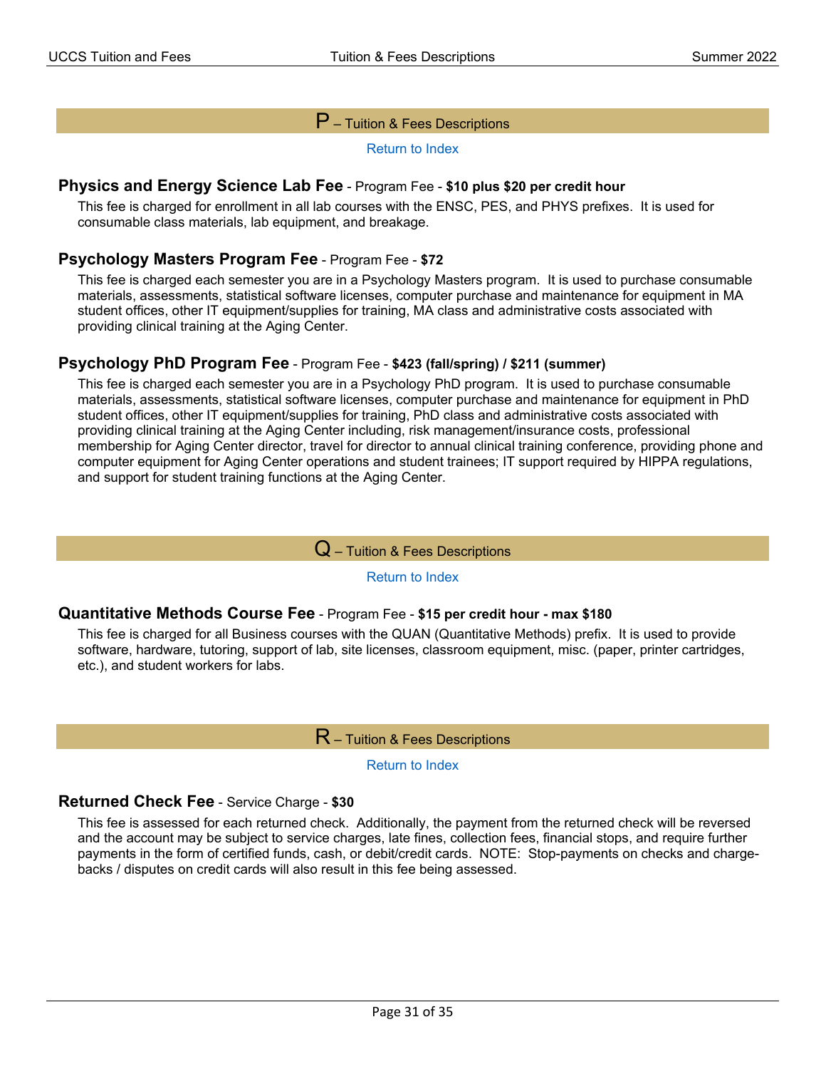## P – Tuition & Fees Descriptions

Return to Index

### Physics and Energy Science Lab Fee - Program Fee - **$10 plus $20 per credit hour**

This fee is charged for enrollment in all lab courses with the ENSC, PES, and PHYS prefixes. It is used for consumable class materials, lab equipment, and breakage.

### Psychology Masters Program Fee - Program Fee - **$72**

This fee is charged each semester you are in a Psychology Masters program. It is used to purchase consumable materials, assessments, statistical software licenses, computer purchase and maintenance for equipment in MA student offices, other IT equipment/supplies for training, MA class and administrative costs associated with providing clinical training at the Aging Center.

### Psychology PhD Program Fee - Program Fee - **$423 (fall/spring) / $211 (summer)**

This fee is charged each semester you are in a Psychology PhD program. It is used to purchase consumable materials, assessments, statistical software licenses, computer purchase and maintenance for equipment in PhD student offices, other IT equipment/supplies for training, PhD class and administrative costs associated with providing clinical training at the Aging Center including, risk management/insurance costs, professional membership for Aging Center director, travel for director to annual clinical training conference, providing phone and computer equipment for Aging Center operations and student trainees; IT support required by HIPPA regulations, and support for student training functions at the Aging Center.

## Q – Tuition & Fees Descriptions

Return to Index

### Quantitative Methods Course Fee - Program Fee - **$15 per credit hour - max $180**

This fee is charged for all Business courses with the QUAN (Quantitative Methods) prefix. It is used to provide software, hardware, tutoring, support of lab, site licenses, classroom equipment, misc. (paper, printer cartridges, etc.), and student workers for labs.

## R – Tuition & Fees Descriptions

Return to Index

### Returned Check Fee - Service Charge - **$30**

This fee is assessed for each returned check. Additionally, the payment from the returned check will be reversed and the account may be subject to service charges, late fines, collection fees, financial stops, and require further payments in the form of certified funds, cash, or debit/credit cards. NOTE: Stop-payments on checks and charge-backs / disputes on credit cards will also result in this fee being assessed.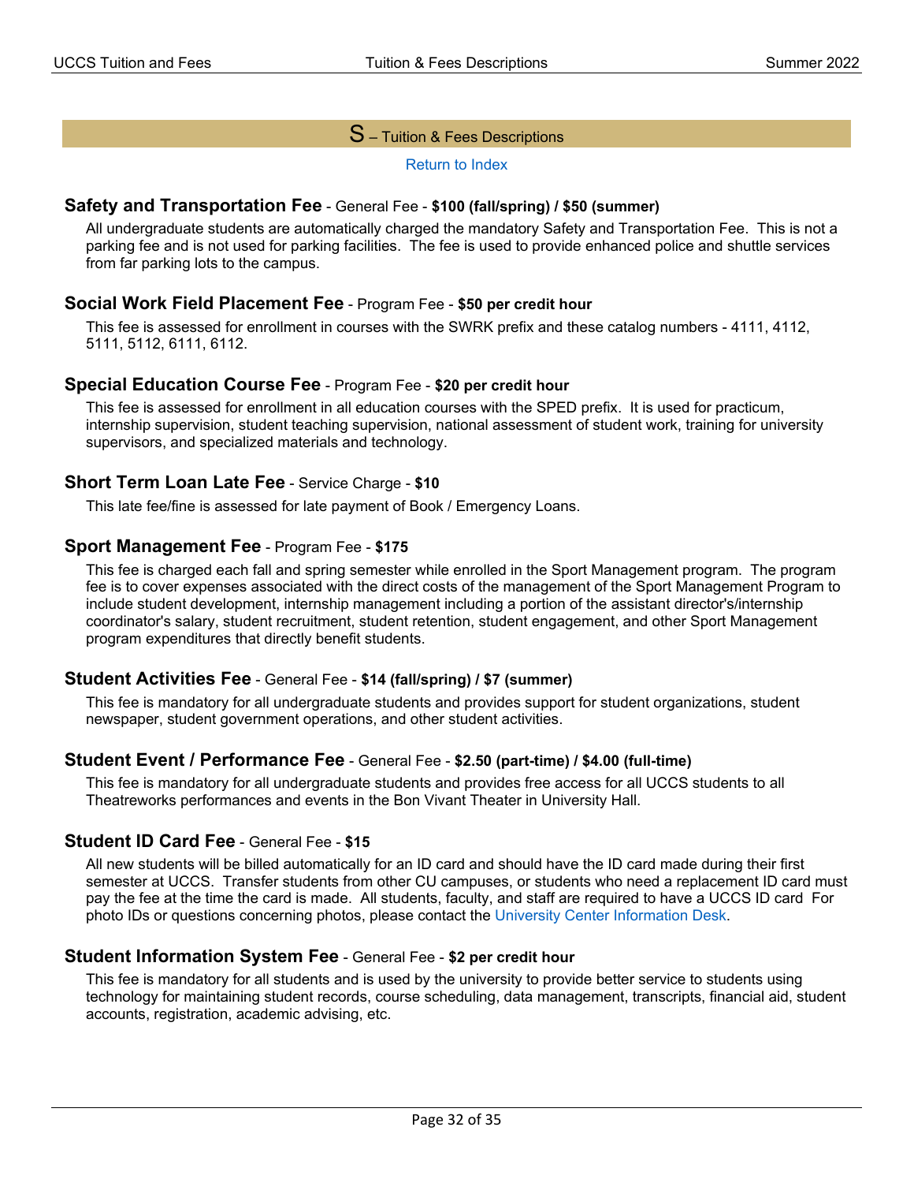# S – Tuition & Fees Descriptions

Return to Index

### Safety and Transportation Fee - General Fee - **$100 (fall/spring) / $50 (summer)**

All undergraduate students are automatically charged the mandatory Safety and Transportation Fee. This is not a parking fee and is not used for parking facilities. The fee is used to provide enhanced police and shuttle services from far parking lots to the campus.

### Social Work Field Placement Fee - Program Fee - **$50 per credit hour**

This fee is assessed for enrollment in courses with the SWRK prefix and these catalog numbers - 4111, 4112, 5111, 5112, 6111, 6112.

### Special Education Course Fee - Program Fee - **$20 per credit hour**

This fee is assessed for enrollment in all education courses with the SPED prefix. It is used for practicum, internship supervision, student teaching supervision, national assessment of student work, training for university supervisors, and specialized materials and technology.

### Short Term Loan Late Fee - Service Charge - **$10**

This late fee/fine is assessed for late payment of Book / Emergency Loans.

### Sport Management Fee - Program Fee - **$175**

This fee is charged each fall and spring semester while enrolled in the Sport Management program. The program fee is to cover expenses associated with the direct costs of the management of the Sport Management Program to include student development, internship management including a portion of the assistant director's/internship coordinator's salary, student recruitment, student retention, student engagement, and other Sport Management program expenditures that directly benefit students.

### Student Activities Fee - General Fee - **$14 (fall/spring) / $7 (summer)**

This fee is mandatory for all undergraduate students and provides support for student organizations, student newspaper, student government operations, and other student activities.

### Student Event / Performance Fee - General Fee - **$2.50 (part-time) / $4.00 (full-time)**

This fee is mandatory for all undergraduate students and provides free access for all UCCS students to all Theatreworks performances and events in the Bon Vivant Theater in University Hall.

### Student ID Card Fee - General Fee - **$15**

All new students will be billed automatically for an ID card and should have the ID card made during their first semester at UCCS. Transfer students from other CU campuses, or students who need a replacement ID card must pay the fee at the time the card is made. All students, faculty, and staff are required to have a UCCS ID card For photo IDs or questions concerning photos, please contact the University Center Information Desk.

### Student Information System Fee - General Fee - **$2 per credit hour**

This fee is mandatory for all students and is used by the university to provide better service to students using technology for maintaining student records, course scheduling, data management, transcripts, financial aid, student accounts, registration, academic advising, etc.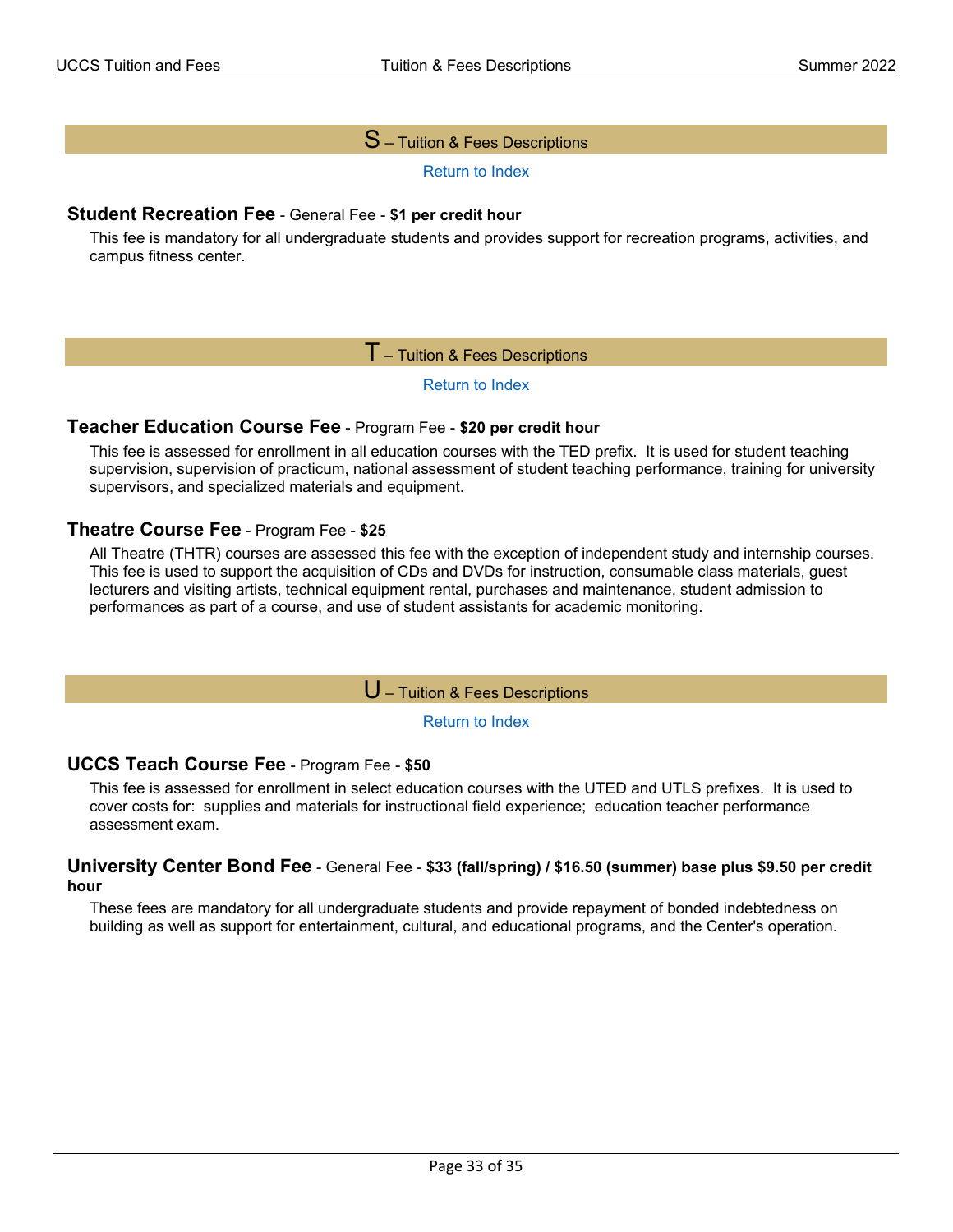## S – Tuition & Fees Descriptions

Return to Index

### Student Recreation Fee - General Fee - **$1 per credit hour**

This fee is mandatory for all undergraduate students and provides support for recreation programs, activities, and campus fitness center.

## T – Tuition & Fees Descriptions

Return to Index

### Teacher Education Course Fee - Program Fee - **$20 per credit hour**

This fee is assessed for enrollment in all education courses with the TED prefix. It is used for student teaching supervision, supervision of practicum, national assessment of student teaching performance, training for university supervisors, and specialized materials and equipment.

### Theatre Course Fee - Program Fee - **$25**

All Theatre (THTR) courses are assessed this fee with the exception of independent study and internship courses. This fee is used to support the acquisition of CDs and DVDs for instruction, consumable class materials, guest lecturers and visiting artists, technical equipment rental, purchases and maintenance, student admission to performances as part of a course, and use of student assistants for academic monitoring.

## U – Tuition & Fees Descriptions

Return to Index

### UCCS Teach Course Fee - Program Fee - **$50**

This fee is assessed for enrollment in select education courses with the UTED and UTLS prefixes. It is used to cover costs for: supplies and materials for instructional field experience; education teacher performance assessment exam.

### University Center Bond Fee - General Fee - **$33 (fall/spring) / $16.50 (summer) base plus $9.50 per credit hour**

These fees are mandatory for all undergraduate students and provide repayment of bonded indebtedness on building as well as support for entertainment, cultural, and educational programs, and the Center's operation.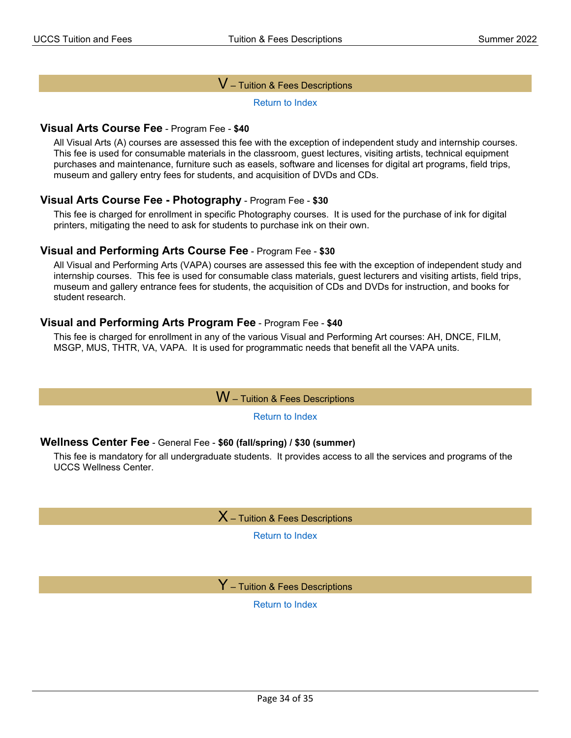## V – Tuition & Fees Descriptions

Return to Index

**Visual Arts Course Fee** - Program Fee - **$40**

All Visual Arts (A) courses are assessed this fee with the exception of independent study and internship courses. This fee is used for consumable materials in the classroom, guest lectures, visiting artists, technical equipment purchases and maintenance, furniture such as easels, software and licenses for digital art programs, field trips, museum and gallery entry fees for students, and acquisition of DVDs and CDs.

**Visual Arts Course Fee - Photography** - Program Fee - **$30**

This fee is charged for enrollment in specific Photography courses. It is used for the purchase of ink for digital printers, mitigating the need to ask for students to purchase ink on their own.

**Visual and Performing Arts Course Fee** - Program Fee - **$30**

All Visual and Performing Arts (VAPA) courses are assessed this fee with the exception of independent study and internship courses. This fee is used for consumable class materials, guest lecturers and visiting artists, field trips, museum and gallery entrance fees for students, the acquisition of CDs and DVDs for instruction, and books for student research.

**Visual and Performing Arts Program Fee** - Program Fee - **$40**

This fee is charged for enrollment in any of the various Visual and Performing Art courses: AH, DNCE, FILM, MSGP, MUS, THTR, VA, VAPA. It is used for programmatic needs that benefit all the VAPA units.

## W – Tuition & Fees Descriptions

Return to Index

**Wellness Center Fee** - General Fee - **$60 (fall/spring) / $30 (summer)**

This fee is mandatory for all undergraduate students. It provides access to all the services and programs of the UCCS Wellness Center.

## X – Tuition & Fees Descriptions

Return to Index

## Y – Tuition & Fees Descriptions

Return to Index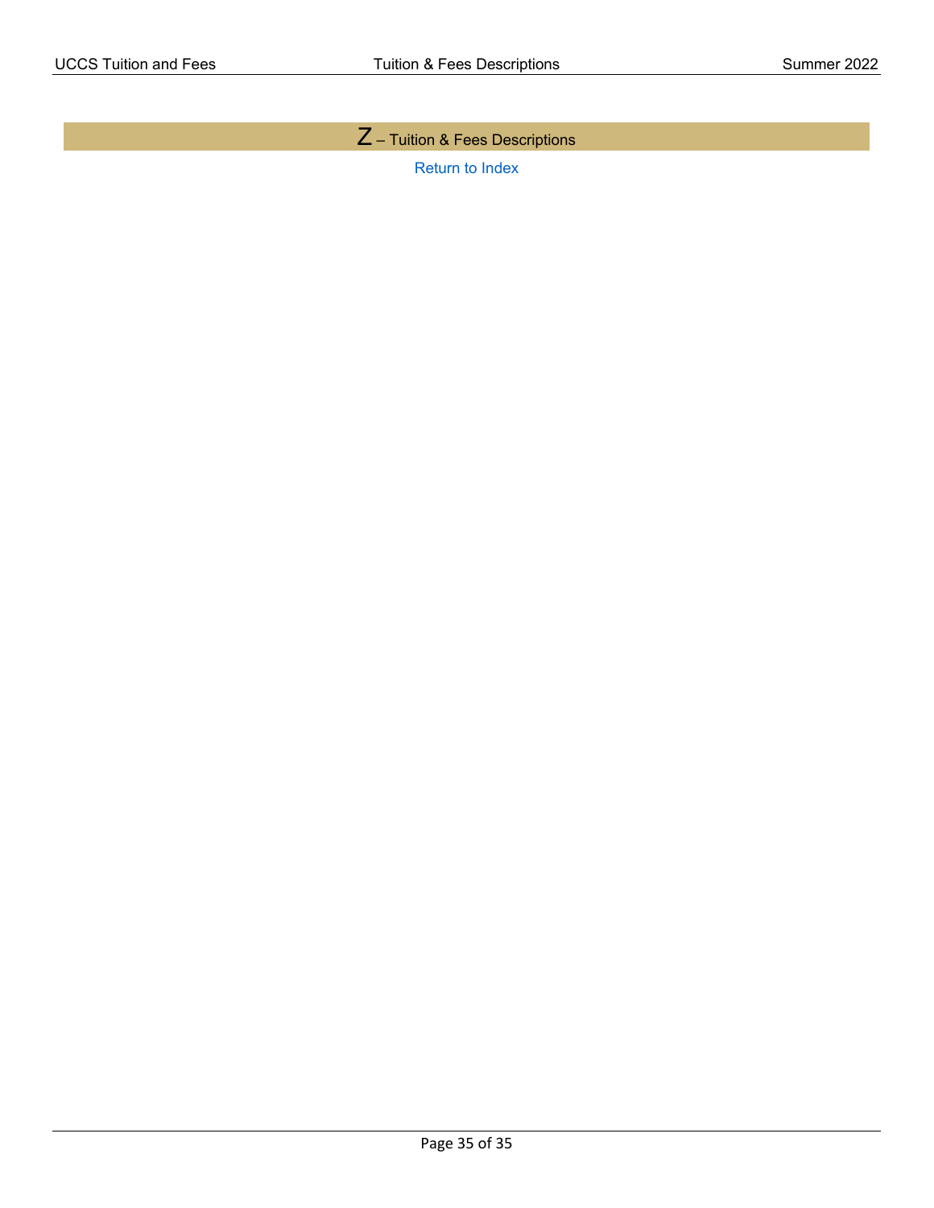## Z – Tuition & Fees Descriptions

Return to Index